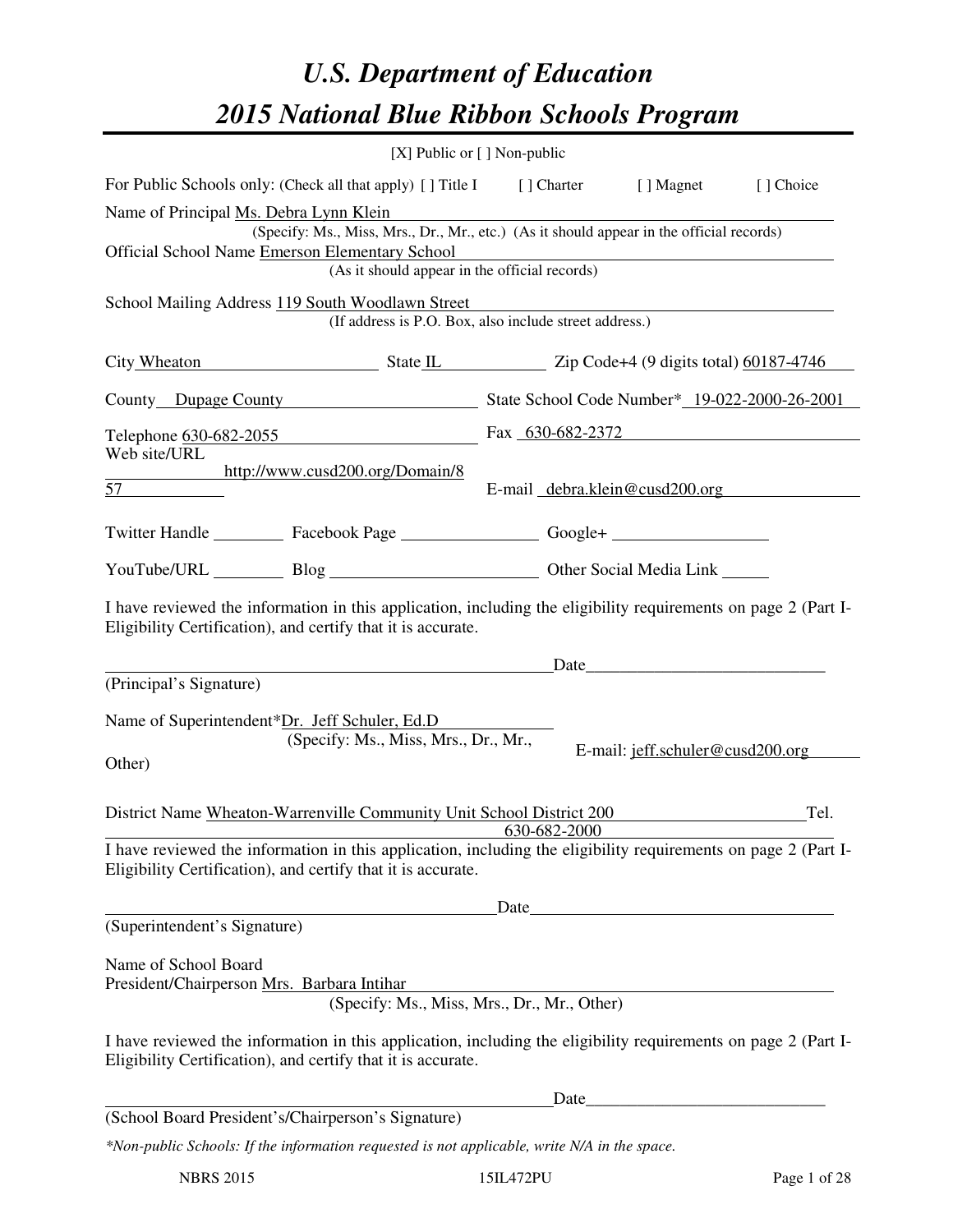# U.S. Department of Education
# 2015 National Blue Ribbon Schools Program

[X] Public or [ ] Non-public

For Public Schools only: (Check all that apply) [ ] Title I [ ] Charter [ ] Magnet [ ] Choice

Name of Principal Ms. Debra Lynn Klein
(Specify: Ms., Miss, Mrs., Dr., Mr., etc.) (As it should appear in the official records)

Official School Name Emerson Elementary School
(As it should appear in the official records)

School Mailing Address 119 South Woodlawn Street
(If address is P.O. Box, also include street address.)

City Wheaton State IL Zip Code+4 (9 digits total) 60187-4746

County Dupage County State School Code Number* 19-022-2000-26-2001

Telephone 630-682-2055 Fax 630-682-2372

Web site/URL http://www.cusd200.org/Domain/857 E-mail debra.klein@cusd200.org

Twitter Handle \_\_\_\_\_\_ Facebook Page \_\_\_\_\_\_ Google+ \_\_\_\_\_\_

YouTube/URL \_\_\_\_\_\_ Blog \_\_\_\_\_\_ Other Social Media Link \_\_\_\_\_\_

I have reviewed the information in this application, including the eligibility requirements on page 2 (Part I-Eligibility Certification), and certify that it is accurate.

\_\_\_\_\_\_\_\_\_\_\_\_\_\_\_\_\_\_\_\_\_\_\_\_\_\_\_\_\_\_ Date\_\_\_\_\_\_\_\_\_\_\_\_\_\_\_\_\_\_\_\_
(Principal's Signature)

Name of Superintendent*Dr. Jeff Schuler, Ed.D
(Specify: Ms., Miss, Mrs., Dr., Mr., Other)

E-mail: jeff.schuler@cusd200.org

District Name Wheaton-Warrenville Community Unit School District 200 Tel. 630-682-2000

I have reviewed the information in this application, including the eligibility requirements on page 2 (Part I-Eligibility Certification), and certify that it is accurate.

\_\_\_\_\_\_\_\_\_\_\_\_\_\_\_\_\_\_\_\_\_\_\_\_\_\_\_\_\_\_ Date\_\_\_\_\_\_\_\_\_\_\_\_\_\_\_\_\_\_\_\_
(Superintendent's Signature)

Name of School Board
President/Chairperson Mrs. Barbara Intihar
(Specify: Ms., Miss, Mrs., Dr., Mr., Other)

I have reviewed the information in this application, including the eligibility requirements on page 2 (Part I-Eligibility Certification), and certify that it is accurate.

\_\_\_\_\_\_\_\_\_\_\_\_\_\_\_\_\_\_\_\_\_\_\_\_\_\_\_\_\_\_ Date\_\_\_\_\_\_\_\_\_\_\_\_\_\_\_\_\_\_\_\_
(School Board President's/Chairperson's Signature)

*\*Non-public Schools: If the information requested is not applicable, write N/A in the space.*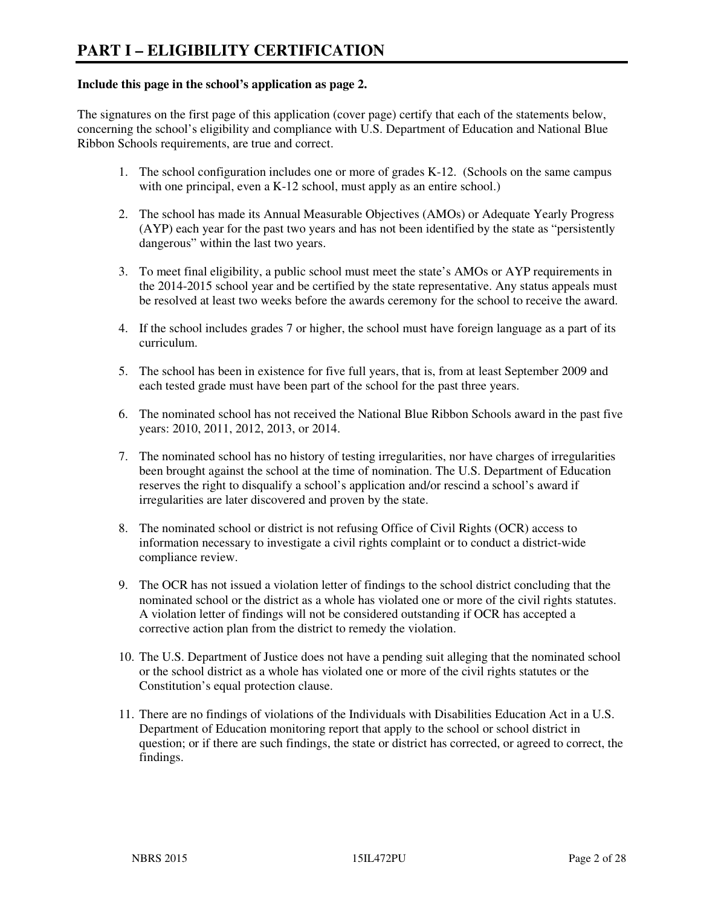# PART I – ELIGIBILITY CERTIFICATION

**Include this page in the school's application as page 2.**

The signatures on the first page of this application (cover page) certify that each of the statements below, concerning the school's eligibility and compliance with U.S. Department of Education and National Blue Ribbon Schools requirements, are true and correct.

1. The school configuration includes one or more of grades K-12. (Schools on the same campus with one principal, even a K-12 school, must apply as an entire school.)

2. The school has made its Annual Measurable Objectives (AMOs) or Adequate Yearly Progress (AYP) each year for the past two years and has not been identified by the state as "persistently dangerous" within the last two years.

3. To meet final eligibility, a public school must meet the state's AMOs or AYP requirements in the 2014-2015 school year and be certified by the state representative. Any status appeals must be resolved at least two weeks before the awards ceremony for the school to receive the award.

4. If the school includes grades 7 or higher, the school must have foreign language as a part of its curriculum.

5. The school has been in existence for five full years, that is, from at least September 2009 and each tested grade must have been part of the school for the past three years.

6. The nominated school has not received the National Blue Ribbon Schools award in the past five years: 2010, 2011, 2012, 2013, or 2014.

7. The nominated school has no history of testing irregularities, nor have charges of irregularities been brought against the school at the time of nomination. The U.S. Department of Education reserves the right to disqualify a school's application and/or rescind a school's award if irregularities are later discovered and proven by the state.

8. The nominated school or district is not refusing Office of Civil Rights (OCR) access to information necessary to investigate a civil rights complaint or to conduct a district-wide compliance review.

9. The OCR has not issued a violation letter of findings to the school district concluding that the nominated school or the district as a whole has violated one or more of the civil rights statutes. A violation letter of findings will not be considered outstanding if OCR has accepted a corrective action plan from the district to remedy the violation.

10. The U.S. Department of Justice does not have a pending suit alleging that the nominated school or the school district as a whole has violated one or more of the civil rights statutes or the Constitution's equal protection clause.

11. There are no findings of violations of the Individuals with Disabilities Education Act in a U.S. Department of Education monitoring report that apply to the school or school district in question; or if there are such findings, the state or district has corrected, or agreed to correct, the findings.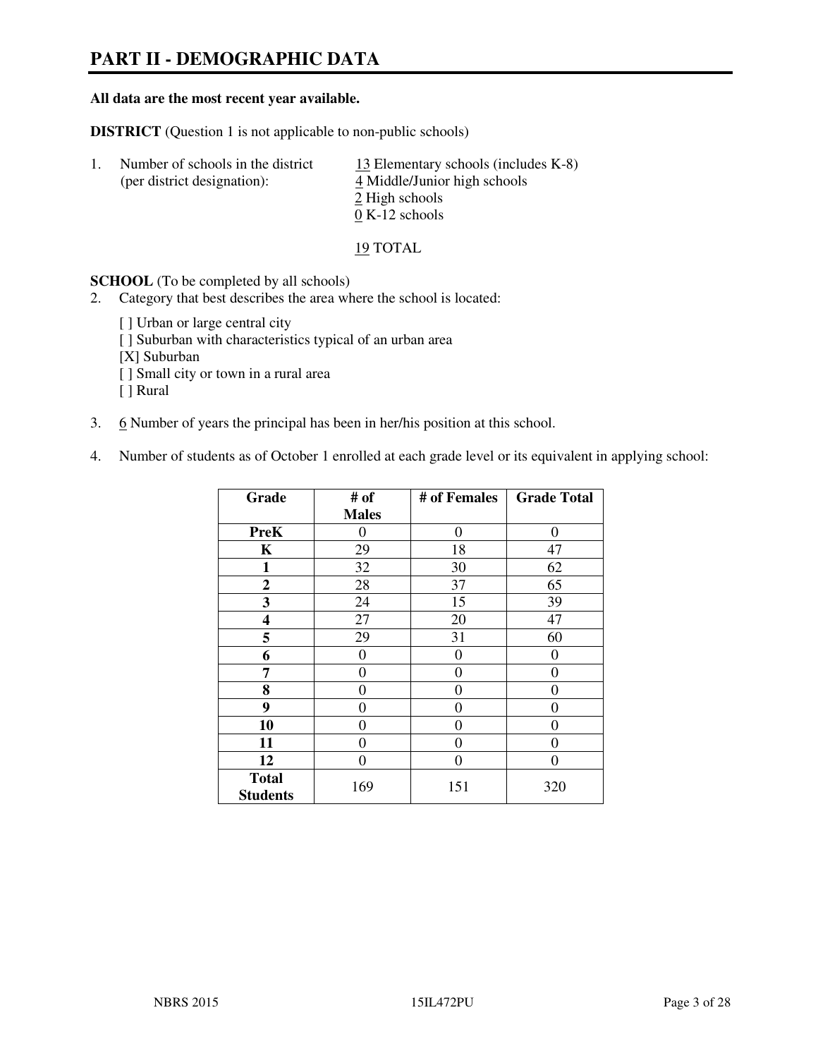# PART II - DEMOGRAPHIC DATA

**All data are the most recent year available.**

**DISTRICT** (Question 1 is not applicable to non-public schools)

1. Number of schools in the district (per district designation):
   - 13 Elementary schools (includes K-8)
   - 4 Middle/Junior high schools
   - 2 High schools
   - 0 K-12 schools

   19 TOTAL

**SCHOOL** (To be completed by all schools)

2. Category that best describes the area where the school is located:

   [ ] Urban or large central city
   [ ] Suburban with characteristics typical of an urban area
   [X] Suburban
   [ ] Small city or town in a rural area
   [ ] Rural

3. 6 Number of years the principal has been in her/his position at this school.

4. Number of students as of October 1 enrolled at each grade level or its equivalent in applying school:

| Grade | # of Males | # of Females | Grade Total |
|---|---|---|---|
| **PreK** | 0 | 0 | 0 |
| **K** | 29 | 18 | 47 |
| **1** | 32 | 30 | 62 |
| **2** | 28 | 37 | 65 |
| **3** | 24 | 15 | 39 |
| **4** | 27 | 20 | 47 |
| **5** | 29 | 31 | 60 |
| **6** | 0 | 0 | 0 |
| **7** | 0 | 0 | 0 |
| **8** | 0 | 0 | 0 |
| **9** | 0 | 0 | 0 |
| **10** | 0 | 0 | 0 |
| **11** | 0 | 0 | 0 |
| **12** | 0 | 0 | 0 |
| **Total Students** | 169 | 151 | 320 |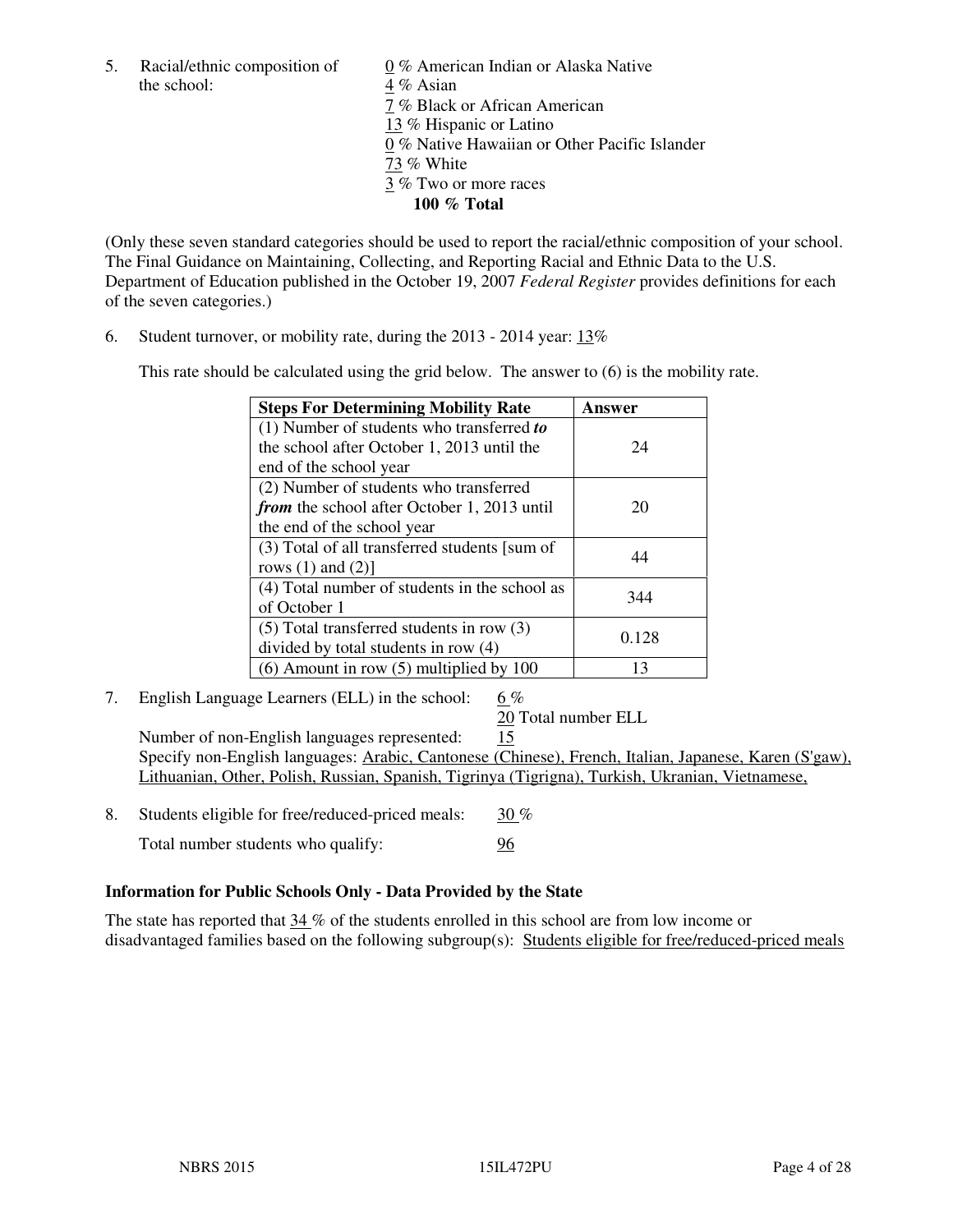5. Racial/ethnic composition of the school:

   0 % American Indian or Alaska Native
   4 % Asian
   7 % Black or African American
   13 % Hispanic or Latino
   0 % Native Hawaiian or Other Pacific Islander
   73 % White
   3 % Two or more races
   **100 % Total**

(Only these seven standard categories should be used to report the racial/ethnic composition of your school. The Final Guidance on Maintaining, Collecting, and Reporting Racial and Ethnic Data to the U.S. Department of Education published in the October 19, 2007 *Federal Register* provides definitions for each of the seven categories.)

6. Student turnover, or mobility rate, during the 2013 - 2014 year: 13%

   This rate should be calculated using the grid below. The answer to (6) is the mobility rate.

| **Steps For Determining Mobility Rate** | **Answer** |
|---|---|
| (1) Number of students who transferred ***to*** the school after October 1, 2013 until the end of the school year | 24 |
| (2) Number of students who transferred ***from*** the school after October 1, 2013 until the end of the school year | 20 |
| (3) Total of all transferred students [sum of rows (1) and (2)] | 44 |
| (4) Total number of students in the school as of October 1 | 344 |
| (5) Total transferred students in row (3) divided by total students in row (4) | 0.128 |
| (6) Amount in row (5) multiplied by 100 | 13 |

7. English Language Learners (ELL) in the school: 6 %

   20 Total number ELL

   Number of non-English languages represented: 15

   Specify non-English languages: Arabic, Cantonese (Chinese), French, Italian, Japanese, Karen (S'gaw), Lithuanian, Other, Polish, Russian, Spanish, Tigrinya (Tigrigna), Turkish, Ukranian, Vietnamese,

8. Students eligible for free/reduced-priced meals: 30 %

   Total number students who qualify: 96

**Information for Public Schools Only - Data Provided by the State**

The state has reported that 34 % of the students enrolled in this school are from low income or disadvantaged families based on the following subgroup(s): Students eligible for free/reduced-priced meals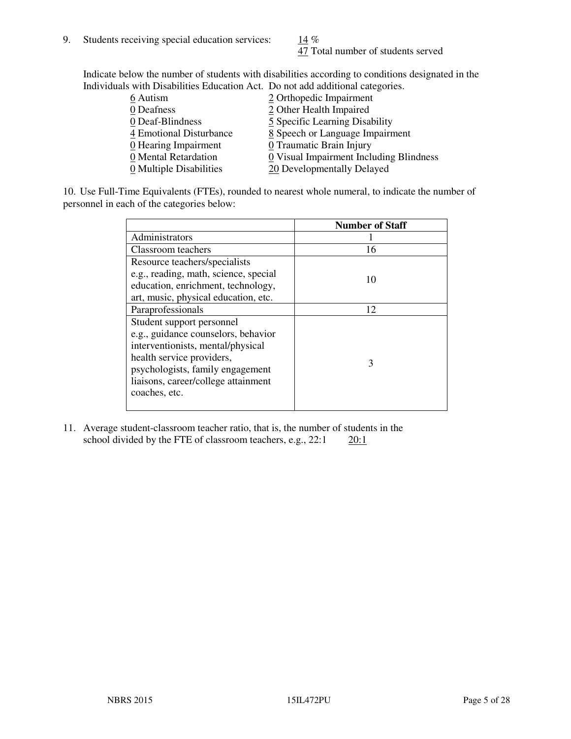9. Students receiving special education services: 14 %
47 Total number of students served

Indicate below the number of students with disabilities according to conditions designated in the Individuals with Disabilities Education Act. Do not add additional categories.

| | |
|---|---|
| 6 Autism | 2 Orthopedic Impairment |
| 0 Deafness | 2 Other Health Impaired |
| 0 Deaf-Blindness | 5 Specific Learning Disability |
| 4 Emotional Disturbance | 8 Speech or Language Impairment |
| 0 Hearing Impairment | 0 Traumatic Brain Injury |
| 0 Mental Retardation | 0 Visual Impairment Including Blindness |
| 0 Multiple Disabilities | 20 Developmentally Delayed |

10. Use Full-Time Equivalents (FTEs), rounded to nearest whole numeral, to indicate the number of personnel in each of the categories below:

| | Number of Staff |
|---|---|
| Administrators | 1 |
| Classroom teachers | 16 |
| Resource teachers/specialists e.g., reading, math, science, special education, enrichment, technology, art, music, physical education, etc. | 10 |
| Paraprofessionals | 12 |
| Student support personnel e.g., guidance counselors, behavior interventionists, mental/physical health service providers, psychologists, family engagement liaisons, career/college attainment coaches, etc. | 3 |

11. Average student-classroom teacher ratio, that is, the number of students in the school divided by the FTE of classroom teachers, e.g., 22:1 20:1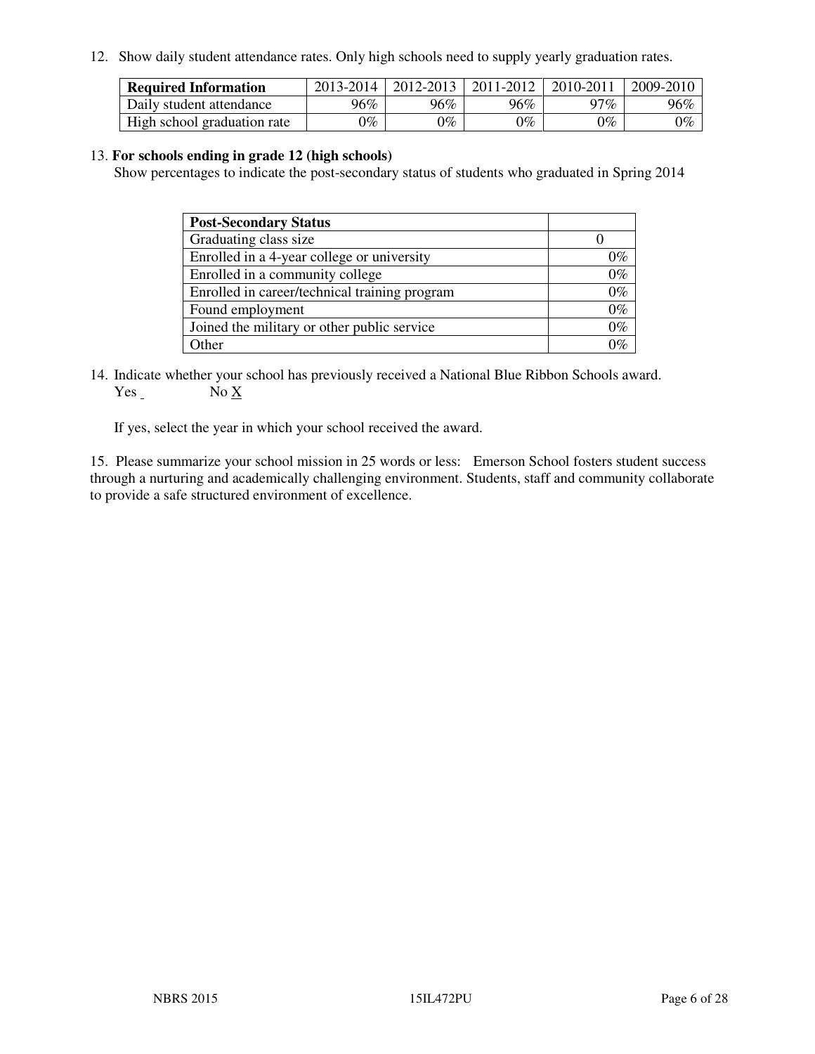12. Show daily student attendance rates. Only high schools need to supply yearly graduation rates.

| Required Information | 2013-2014 | 2012-2013 | 2011-2012 | 2010-2011 | 2009-2010 |
|---|---|---|---|---|---|
| Daily student attendance | 96% | 96% | 96% | 97% | 96% |
| High school graduation rate | 0% | 0% | 0% | 0% | 0% |

13. **For schools ending in grade 12 (high schools)**
Show percentages to indicate the post-secondary status of students who graduated in Spring 2014

| Post-Secondary Status | |
|---|---|
| Graduating class size | 0 |
| Enrolled in a 4-year college or university | 0% |
| Enrolled in a community college | 0% |
| Enrolled in career/technical training program | 0% |
| Found employment | 0% |
| Joined the military or other public service | 0% |
| Other | 0% |

14. Indicate whether your school has previously received a National Blue Ribbon Schools award.
Yes _ No X

If yes, select the year in which your school received the award.

15. Please summarize your school mission in 25 words or less: Emerson School fosters student success through a nurturing and academically challenging environment. Students, staff and community collaborate to provide a safe structured environment of excellence.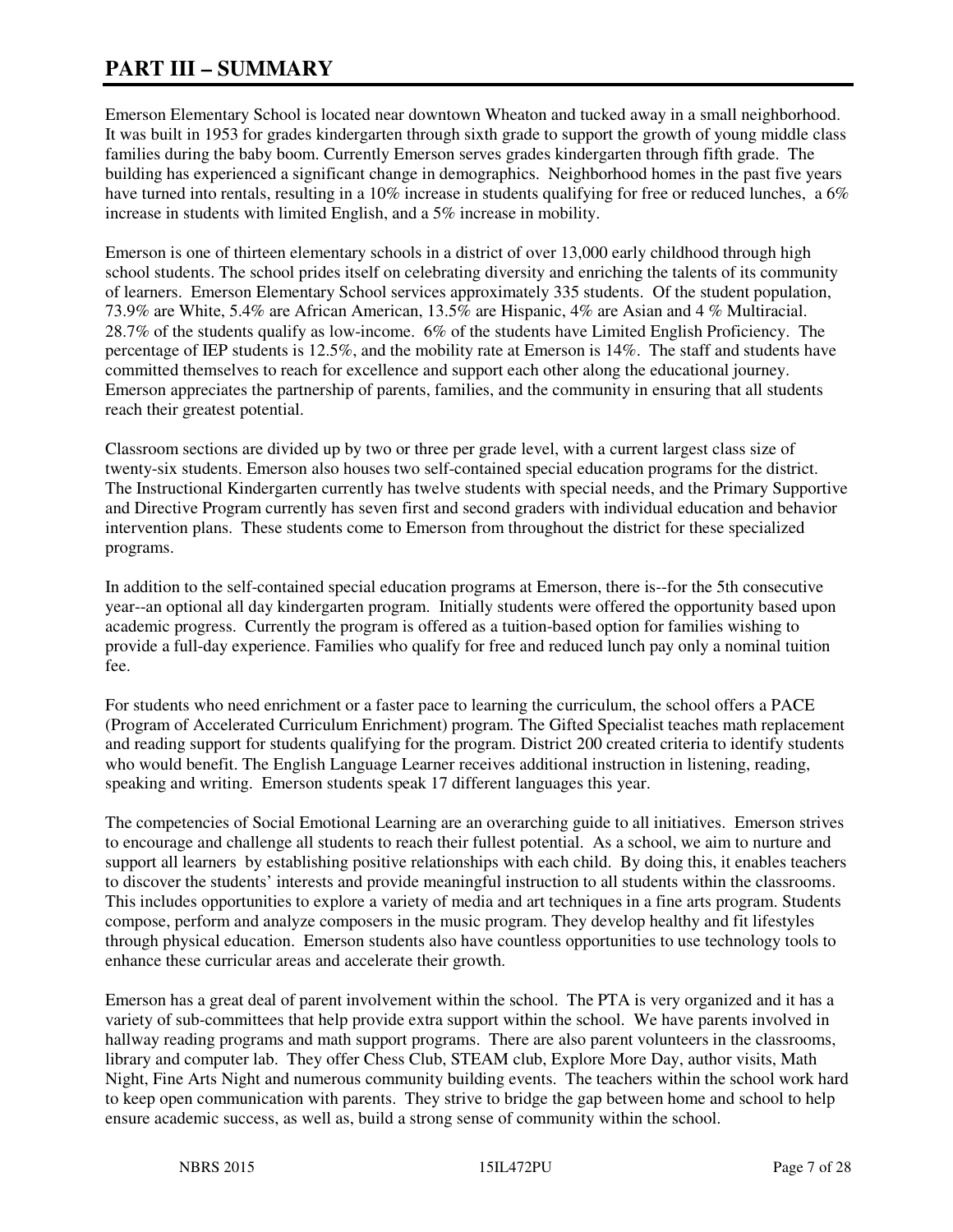# PART III – SUMMARY

Emerson Elementary School is located near downtown Wheaton and tucked away in a small neighborhood. It was built in 1953 for grades kindergarten through sixth grade to support the growth of young middle class families during the baby boom. Currently Emerson serves grades kindergarten through fifth grade. The building has experienced a significant change in demographics. Neighborhood homes in the past five years have turned into rentals, resulting in a 10% increase in students qualifying for free or reduced lunches, a 6% increase in students with limited English, and a 5% increase in mobility.

Emerson is one of thirteen elementary schools in a district of over 13,000 early childhood through high school students. The school prides itself on celebrating diversity and enriching the talents of its community of learners. Emerson Elementary School services approximately 335 students. Of the student population, 73.9% are White, 5.4% are African American, 13.5% are Hispanic, 4% are Asian and 4 % Multiracial. 28.7% of the students qualify as low-income. 6% of the students have Limited English Proficiency. The percentage of IEP students is 12.5%, and the mobility rate at Emerson is 14%. The staff and students have committed themselves to reach for excellence and support each other along the educational journey. Emerson appreciates the partnership of parents, families, and the community in ensuring that all students reach their greatest potential.

Classroom sections are divided up by two or three per grade level, with a current largest class size of twenty-six students. Emerson also houses two self-contained special education programs for the district. The Instructional Kindergarten currently has twelve students with special needs, and the Primary Supportive and Directive Program currently has seven first and second graders with individual education and behavior intervention plans. These students come to Emerson from throughout the district for these specialized programs.

In addition to the self-contained special education programs at Emerson, there is--for the 5th consecutive year--an optional all day kindergarten program. Initially students were offered the opportunity based upon academic progress. Currently the program is offered as a tuition-based option for families wishing to provide a full-day experience. Families who qualify for free and reduced lunch pay only a nominal tuition fee.

For students who need enrichment or a faster pace to learning the curriculum, the school offers a PACE (Program of Accelerated Curriculum Enrichment) program. The Gifted Specialist teaches math replacement and reading support for students qualifying for the program. District 200 created criteria to identify students who would benefit. The English Language Learner receives additional instruction in listening, reading, speaking and writing. Emerson students speak 17 different languages this year.

The competencies of Social Emotional Learning are an overarching guide to all initiatives. Emerson strives to encourage and challenge all students to reach their fullest potential. As a school, we aim to nurture and support all learners by establishing positive relationships with each child. By doing this, it enables teachers to discover the students' interests and provide meaningful instruction to all students within the classrooms. This includes opportunities to explore a variety of media and art techniques in a fine arts program. Students compose, perform and analyze composers in the music program. They develop healthy and fit lifestyles through physical education. Emerson students also have countless opportunities to use technology tools to enhance these curricular areas and accelerate their growth.

Emerson has a great deal of parent involvement within the school. The PTA is very organized and it has a variety of sub-committees that help provide extra support within the school. We have parents involved in hallway reading programs and math support programs. There are also parent volunteers in the classrooms, library and computer lab. They offer Chess Club, STEAM club, Explore More Day, author visits, Math Night, Fine Arts Night and numerous community building events. The teachers within the school work hard to keep open communication with parents. They strive to bridge the gap between home and school to help ensure academic success, as well as, build a strong sense of community within the school.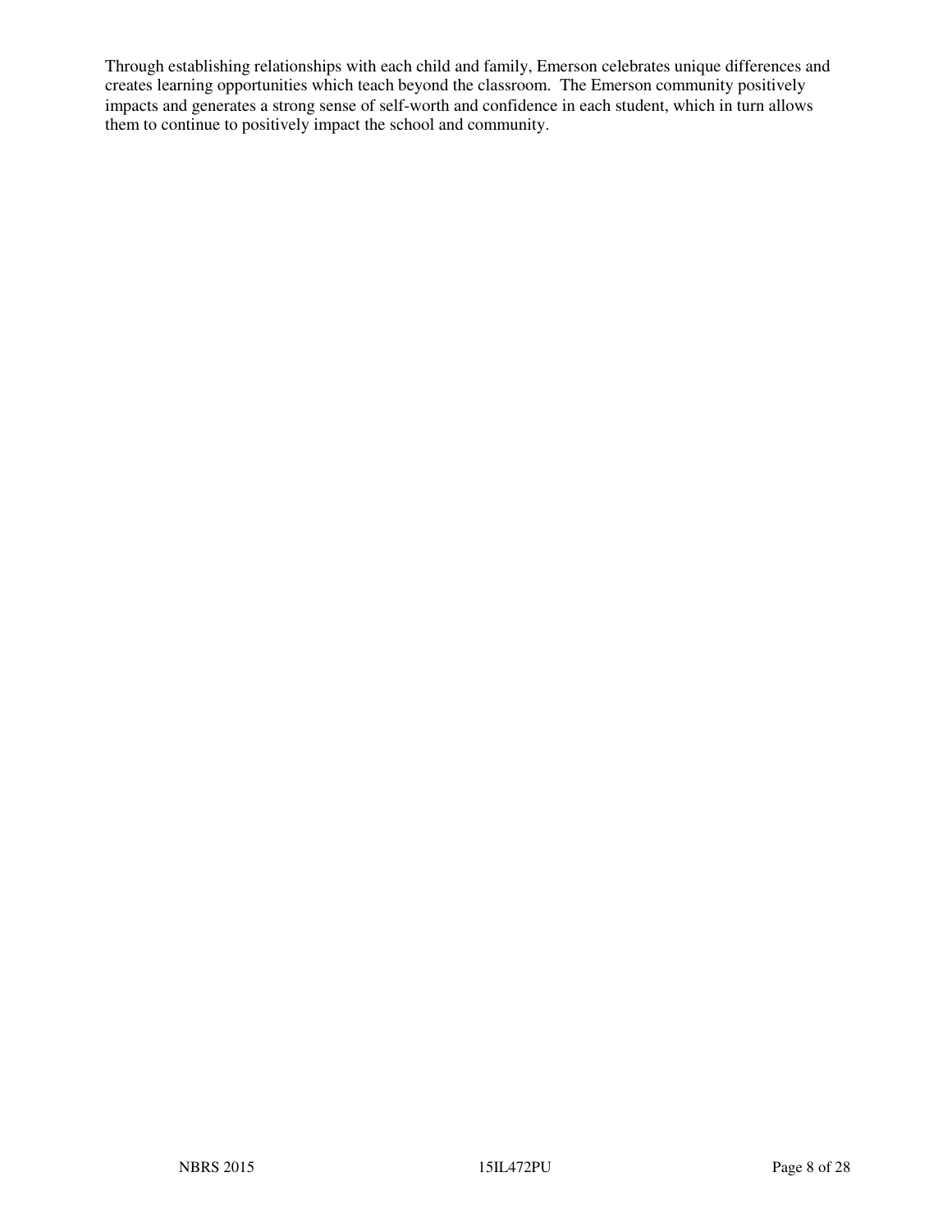Through establishing relationships with each child and family, Emerson celebrates unique differences and creates learning opportunities which teach beyond the classroom. The Emerson community positively impacts and generates a strong sense of self-worth and confidence in each student, which in turn allows them to continue to positively impact the school and community.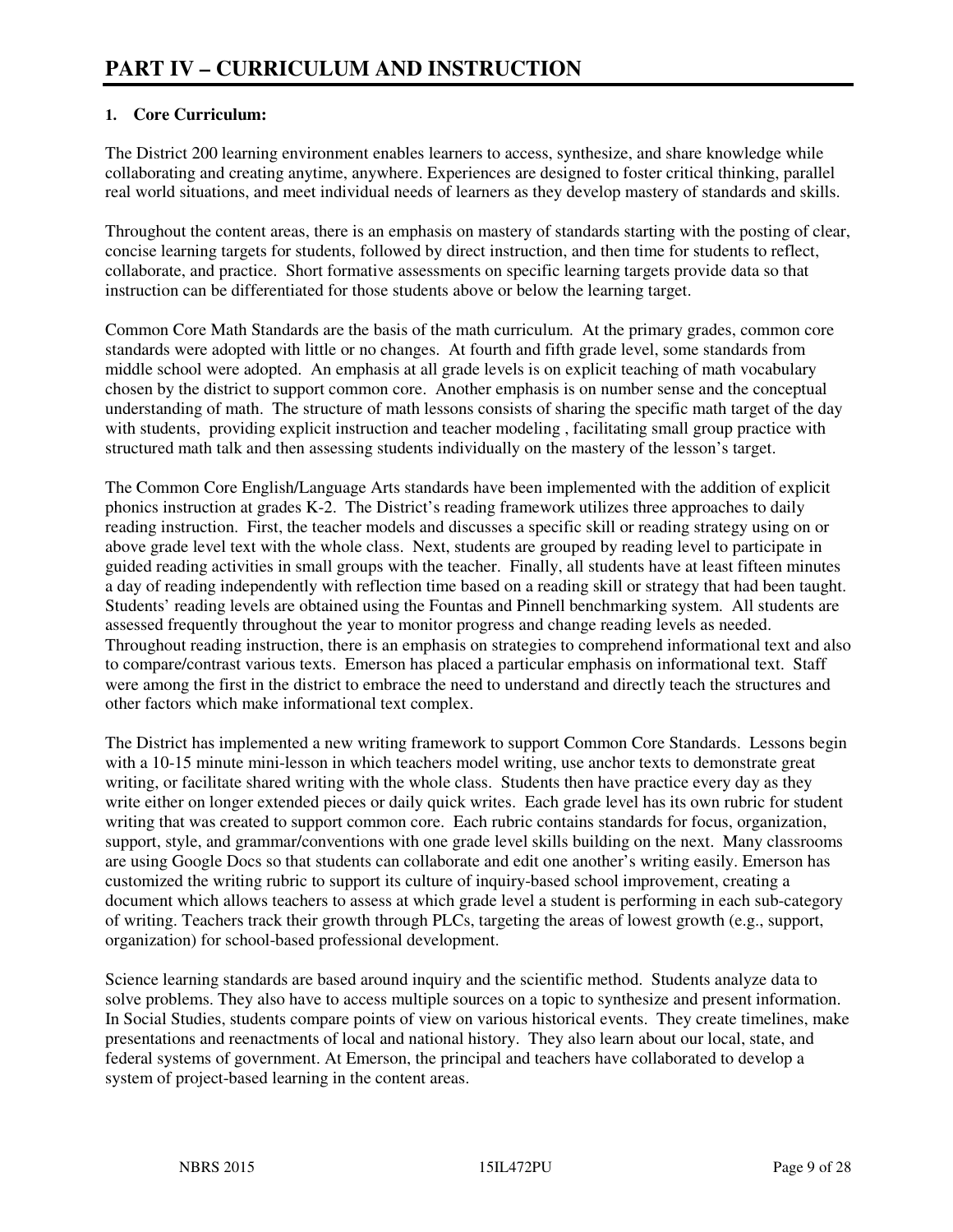# PART IV – CURRICULUM AND INSTRUCTION

**1. Core Curriculum:**

The District 200 learning environment enables learners to access, synthesize, and share knowledge while collaborating and creating anytime, anywhere. Experiences are designed to foster critical thinking, parallel real world situations, and meet individual needs of learners as they develop mastery of standards and skills.

Throughout the content areas, there is an emphasis on mastery of standards starting with the posting of clear, concise learning targets for students, followed by direct instruction, and then time for students to reflect, collaborate, and practice. Short formative assessments on specific learning targets provide data so that instruction can be differentiated for those students above or below the learning target.

Common Core Math Standards are the basis of the math curriculum. At the primary grades, common core standards were adopted with little or no changes. At fourth and fifth grade level, some standards from middle school were adopted. An emphasis at all grade levels is on explicit teaching of math vocabulary chosen by the district to support common core. Another emphasis is on number sense and the conceptual understanding of math. The structure of math lessons consists of sharing the specific math target of the day with students, providing explicit instruction and teacher modeling , facilitating small group practice with structured math talk and then assessing students individually on the mastery of the lesson's target.

The Common Core English/Language Arts standards have been implemented with the addition of explicit phonics instruction at grades K-2. The District's reading framework utilizes three approaches to daily reading instruction. First, the teacher models and discusses a specific skill or reading strategy using on or above grade level text with the whole class. Next, students are grouped by reading level to participate in guided reading activities in small groups with the teacher. Finally, all students have at least fifteen minutes a day of reading independently with reflection time based on a reading skill or strategy that had been taught. Students' reading levels are obtained using the Fountas and Pinnell benchmarking system. All students are assessed frequently throughout the year to monitor progress and change reading levels as needed. Throughout reading instruction, there is an emphasis on strategies to comprehend informational text and also to compare/contrast various texts. Emerson has placed a particular emphasis on informational text. Staff were among the first in the district to embrace the need to understand and directly teach the structures and other factors which make informational text complex.

The District has implemented a new writing framework to support Common Core Standards. Lessons begin with a 10-15 minute mini-lesson in which teachers model writing, use anchor texts to demonstrate great writing, or facilitate shared writing with the whole class. Students then have practice every day as they write either on longer extended pieces or daily quick writes. Each grade level has its own rubric for student writing that was created to support common core. Each rubric contains standards for focus, organization, support, style, and grammar/conventions with one grade level skills building on the next. Many classrooms are using Google Docs so that students can collaborate and edit one another's writing easily. Emerson has customized the writing rubric to support its culture of inquiry-based school improvement, creating a document which allows teachers to assess at which grade level a student is performing in each sub-category of writing. Teachers track their growth through PLCs, targeting the areas of lowest growth (e.g., support, organization) for school-based professional development.

Science learning standards are based around inquiry and the scientific method. Students analyze data to solve problems. They also have to access multiple sources on a topic to synthesize and present information. In Social Studies, students compare points of view on various historical events. They create timelines, make presentations and reenactments of local and national history. They also learn about our local, state, and federal systems of government. At Emerson, the principal and teachers have collaborated to develop a system of project-based learning in the content areas.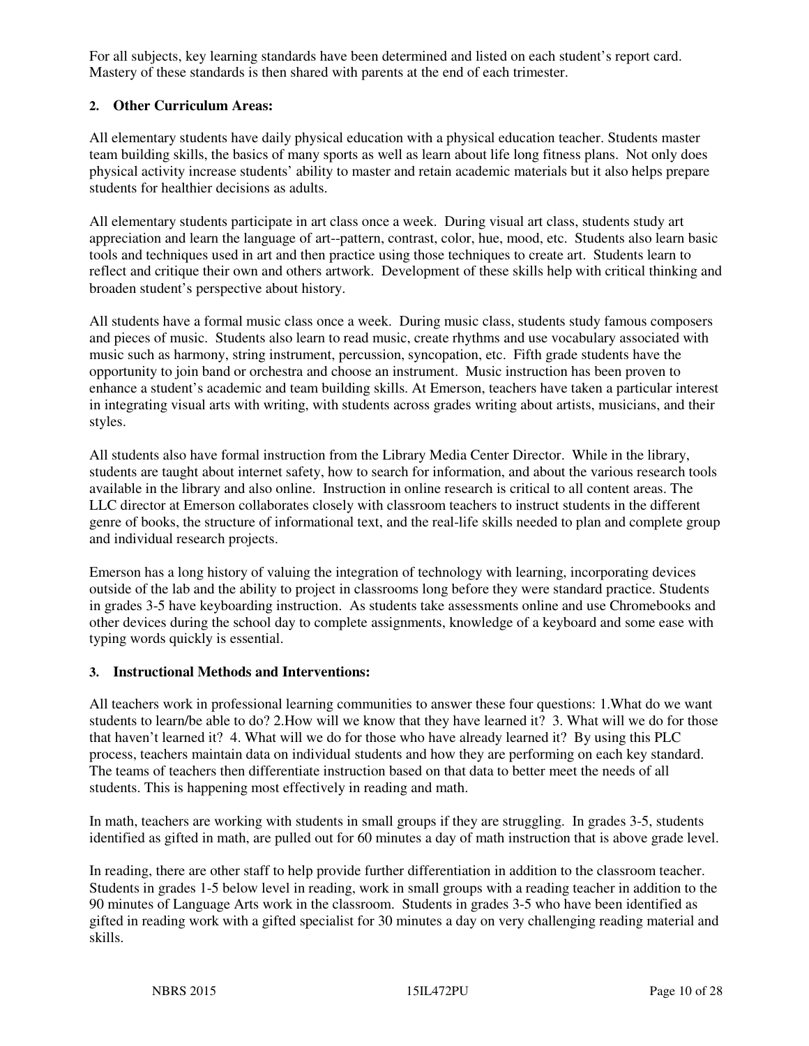For all subjects, key learning standards have been determined and listed on each student's report card. Mastery of these standards is then shared with parents at the end of each trimester.

**2. Other Curriculum Areas:**

All elementary students have daily physical education with a physical education teacher. Students master team building skills, the basics of many sports as well as learn about life long fitness plans. Not only does physical activity increase students' ability to master and retain academic materials but it also helps prepare students for healthier decisions as adults.

All elementary students participate in art class once a week. During visual art class, students study art appreciation and learn the language of art--pattern, contrast, color, hue, mood, etc. Students also learn basic tools and techniques used in art and then practice using those techniques to create art. Students learn to reflect and critique their own and others artwork. Development of these skills help with critical thinking and broaden student's perspective about history.

All students have a formal music class once a week. During music class, students study famous composers and pieces of music. Students also learn to read music, create rhythms and use vocabulary associated with music such as harmony, string instrument, percussion, syncopation, etc. Fifth grade students have the opportunity to join band or orchestra and choose an instrument. Music instruction has been proven to enhance a student's academic and team building skills. At Emerson, teachers have taken a particular interest in integrating visual arts with writing, with students across grades writing about artists, musicians, and their styles.

All students also have formal instruction from the Library Media Center Director. While in the library, students are taught about internet safety, how to search for information, and about the various research tools available in the library and also online. Instruction in online research is critical to all content areas. The LLC director at Emerson collaborates closely with classroom teachers to instruct students in the different genre of books, the structure of informational text, and the real-life skills needed to plan and complete group and individual research projects.

Emerson has a long history of valuing the integration of technology with learning, incorporating devices outside of the lab and the ability to project in classrooms long before they were standard practice. Students in grades 3-5 have keyboarding instruction. As students take assessments online and use Chromebooks and other devices during the school day to complete assignments, knowledge of a keyboard and some ease with typing words quickly is essential.

**3. Instructional Methods and Interventions:**

All teachers work in professional learning communities to answer these four questions: 1.What do we want students to learn/be able to do? 2.How will we know that they have learned it? 3. What will we do for those that haven't learned it? 4. What will we do for those who have already learned it? By using this PLC process, teachers maintain data on individual students and how they are performing on each key standard. The teams of teachers then differentiate instruction based on that data to better meet the needs of all students. This is happening most effectively in reading and math.

In math, teachers are working with students in small groups if they are struggling. In grades 3-5, students identified as gifted in math, are pulled out for 60 minutes a day of math instruction that is above grade level.

In reading, there are other staff to help provide further differentiation in addition to the classroom teacher. Students in grades 1-5 below level in reading, work in small groups with a reading teacher in addition to the 90 minutes of Language Arts work in the classroom. Students in grades 3-5 who have been identified as gifted in reading work with a gifted specialist for 30 minutes a day on very challenging reading material and skills.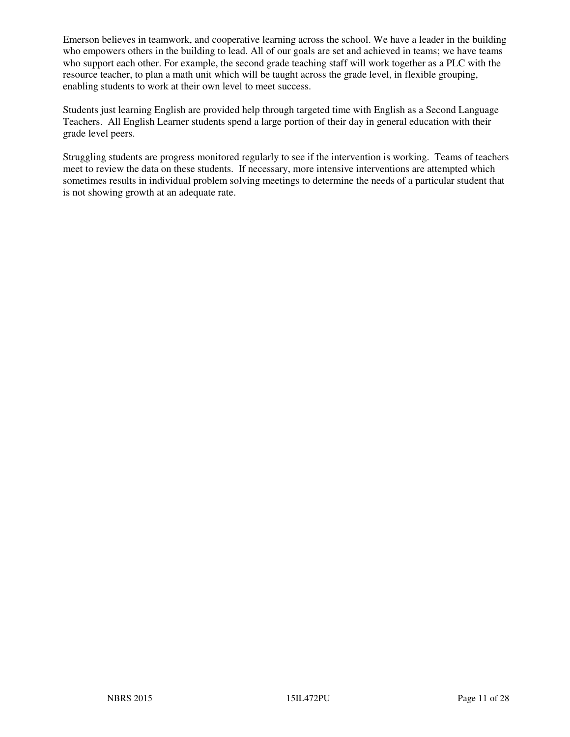Emerson believes in teamwork, and cooperative learning across the school. We have a leader in the building who empowers others in the building to lead. All of our goals are set and achieved in teams; we have teams who support each other. For example, the second grade teaching staff will work together as a PLC with the resource teacher, to plan a math unit which will be taught across the grade level, in flexible grouping, enabling students to work at their own level to meet success.

Students just learning English are provided help through targeted time with English as a Second Language Teachers. All English Learner students spend a large portion of their day in general education with their grade level peers.

Struggling students are progress monitored regularly to see if the intervention is working. Teams of teachers meet to review the data on these students. If necessary, more intensive interventions are attempted which sometimes results in individual problem solving meetings to determine the needs of a particular student that is not showing growth at an adequate rate.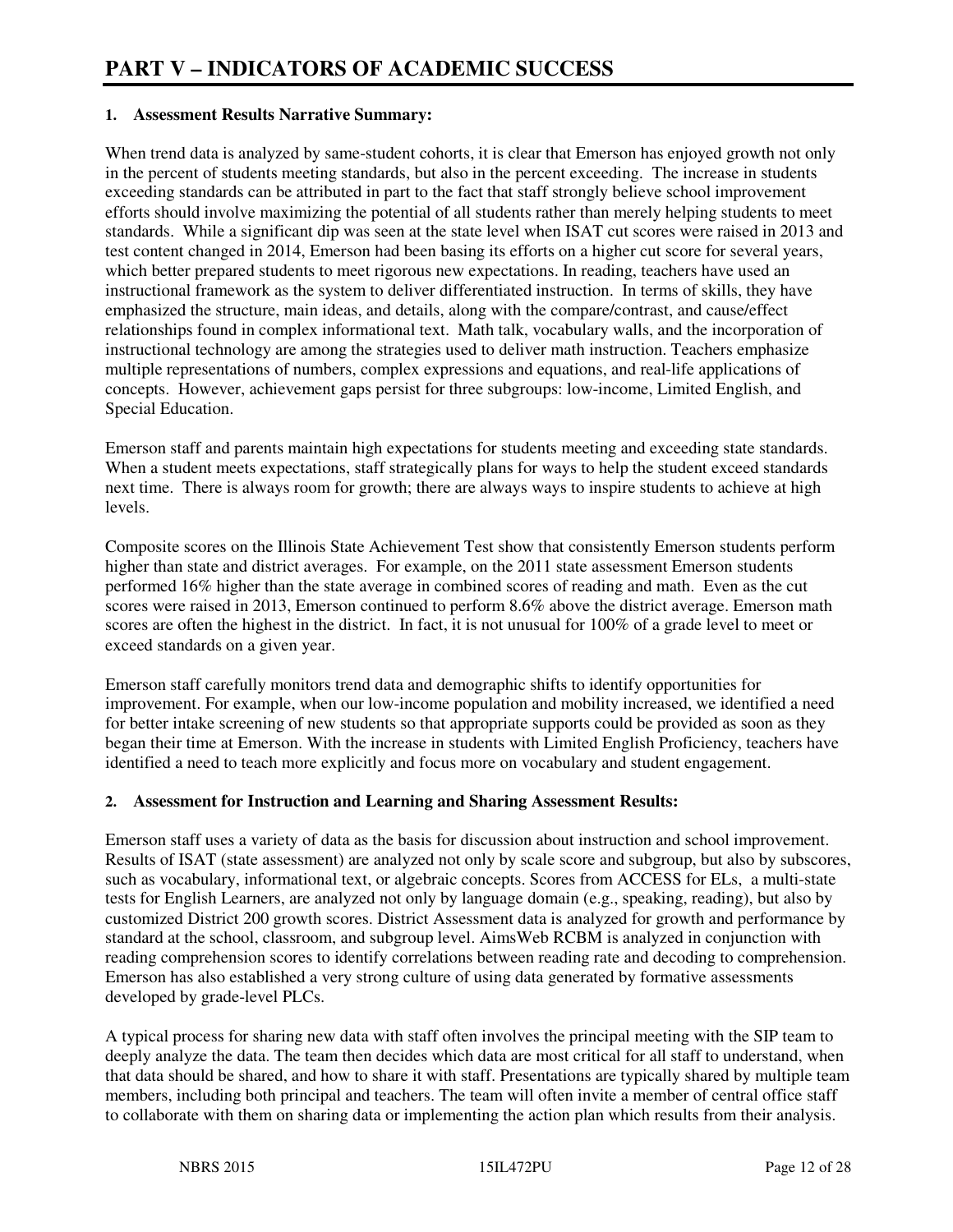# PART V – INDICATORS OF ACADEMIC SUCCESS

**1. Assessment Results Narrative Summary:**

When trend data is analyzed by same-student cohorts, it is clear that Emerson has enjoyed growth not only in the percent of students meeting standards, but also in the percent exceeding. The increase in students exceeding standards can be attributed in part to the fact that staff strongly believe school improvement efforts should involve maximizing the potential of all students rather than merely helping students to meet standards. While a significant dip was seen at the state level when ISAT cut scores were raised in 2013 and test content changed in 2014, Emerson had been basing its efforts on a higher cut score for several years, which better prepared students to meet rigorous new expectations. In reading, teachers have used an instructional framework as the system to deliver differentiated instruction. In terms of skills, they have emphasized the structure, main ideas, and details, along with the compare/contrast, and cause/effect relationships found in complex informational text. Math talk, vocabulary walls, and the incorporation of instructional technology are among the strategies used to deliver math instruction. Teachers emphasize multiple representations of numbers, complex expressions and equations, and real-life applications of concepts. However, achievement gaps persist for three subgroups: low-income, Limited English, and Special Education.

Emerson staff and parents maintain high expectations for students meeting and exceeding state standards. When a student meets expectations, staff strategically plans for ways to help the student exceed standards next time. There is always room for growth; there are always ways to inspire students to achieve at high levels.

Composite scores on the Illinois State Achievement Test show that consistently Emerson students perform higher than state and district averages. For example, on the 2011 state assessment Emerson students performed 16% higher than the state average in combined scores of reading and math. Even as the cut scores were raised in 2013, Emerson continued to perform 8.6% above the district average. Emerson math scores are often the highest in the district. In fact, it is not unusual for 100% of a grade level to meet or exceed standards on a given year.

Emerson staff carefully monitors trend data and demographic shifts to identify opportunities for improvement. For example, when our low-income population and mobility increased, we identified a need for better intake screening of new students so that appropriate supports could be provided as soon as they began their time at Emerson. With the increase in students with Limited English Proficiency, teachers have identified a need to teach more explicitly and focus more on vocabulary and student engagement.

**2. Assessment for Instruction and Learning and Sharing Assessment Results:**

Emerson staff uses a variety of data as the basis for discussion about instruction and school improvement. Results of ISAT (state assessment) are analyzed not only by scale score and subgroup, but also by subscores, such as vocabulary, informational text, or algebraic concepts. Scores from ACCESS for ELs, a multi-state tests for English Learners, are analyzed not only by language domain (e.g., speaking, reading), but also by customized District 200 growth scores. District Assessment data is analyzed for growth and performance by standard at the school, classroom, and subgroup level. AimsWeb RCBM is analyzed in conjunction with reading comprehension scores to identify correlations between reading rate and decoding to comprehension. Emerson has also established a very strong culture of using data generated by formative assessments developed by grade-level PLCs.

A typical process for sharing new data with staff often involves the principal meeting with the SIP team to deeply analyze the data. The team then decides which data are most critical for all staff to understand, when that data should be shared, and how to share it with staff. Presentations are typically shared by multiple team members, including both principal and teachers. The team will often invite a member of central office staff to collaborate with them on sharing data or implementing the action plan which results from their analysis.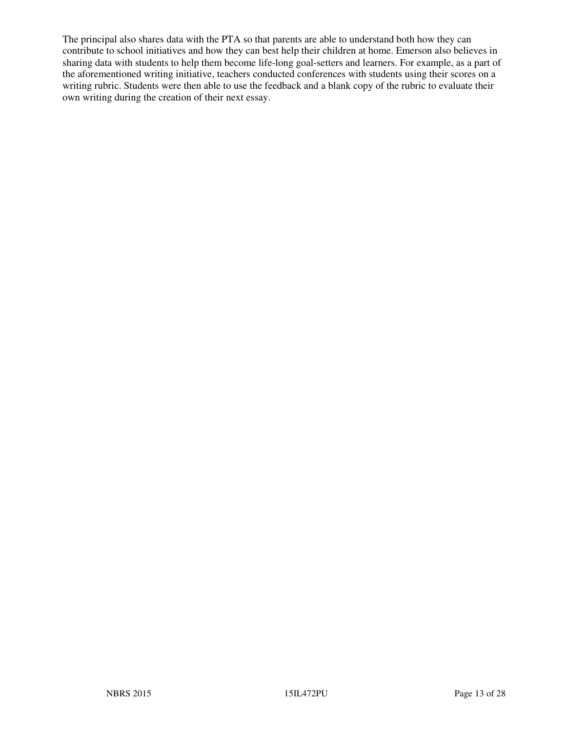The principal also shares data with the PTA so that parents are able to understand both how they can contribute to school initiatives and how they can best help their children at home. Emerson also believes in sharing data with students to help them become life-long goal-setters and learners. For example, as a part of the aforementioned writing initiative, teachers conducted conferences with students using their scores on a writing rubric. Students were then able to use the feedback and a blank copy of the rubric to evaluate their own writing during the creation of their next essay.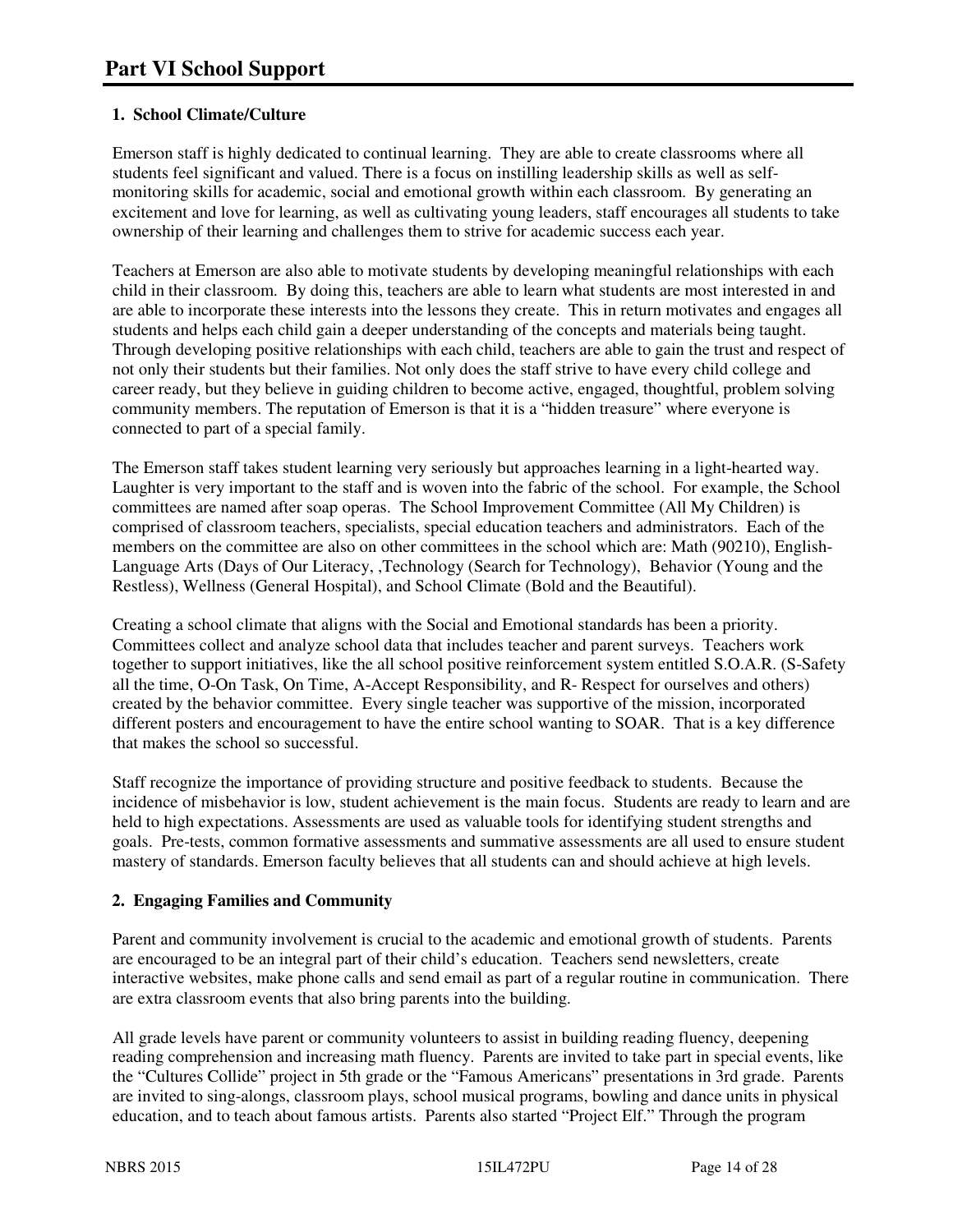# Part VI School Support

### 1. School Climate/Culture

Emerson staff is highly dedicated to continual learning. They are able to create classrooms where all students feel significant and valued. There is a focus on instilling leadership skills as well as self-monitoring skills for academic, social and emotional growth within each classroom. By generating an excitement and love for learning, as well as cultivating young leaders, staff encourages all students to take ownership of their learning and challenges them to strive for academic success each year.

Teachers at Emerson are also able to motivate students by developing meaningful relationships with each child in their classroom. By doing this, teachers are able to learn what students are most interested in and are able to incorporate these interests into the lessons they create. This in return motivates and engages all students and helps each child gain a deeper understanding of the concepts and materials being taught. Through developing positive relationships with each child, teachers are able to gain the trust and respect of not only their students but their families. Not only does the staff strive to have every child college and career ready, but they believe in guiding children to become active, engaged, thoughtful, problem solving community members. The reputation of Emerson is that it is a "hidden treasure" where everyone is connected to part of a special family.

The Emerson staff takes student learning very seriously but approaches learning in a light-hearted way. Laughter is very important to the staff and is woven into the fabric of the school. For example, the School committees are named after soap operas. The School Improvement Committee (All My Children) is comprised of classroom teachers, specialists, special education teachers and administrators. Each of the members on the committee are also on other committees in the school which are: Math (90210), English-Language Arts (Days of Our Literacy, ,Technology (Search for Technology), Behavior (Young and the Restless), Wellness (General Hospital), and School Climate (Bold and the Beautiful).

Creating a school climate that aligns with the Social and Emotional standards has been a priority. Committees collect and analyze school data that includes teacher and parent surveys. Teachers work together to support initiatives, like the all school positive reinforcement system entitled S.O.A.R. (S-Safety all the time, O-On Task, On Time, A-Accept Responsibility, and R- Respect for ourselves and others) created by the behavior committee. Every single teacher was supportive of the mission, incorporated different posters and encouragement to have the entire school wanting to SOAR. That is a key difference that makes the school so successful.

Staff recognize the importance of providing structure and positive feedback to students. Because the incidence of misbehavior is low, student achievement is the main focus. Students are ready to learn and are held to high expectations. Assessments are used as valuable tools for identifying student strengths and goals. Pre-tests, common formative assessments and summative assessments are all used to ensure student mastery of standards. Emerson faculty believes that all students can and should achieve at high levels.

### 2. Engaging Families and Community

Parent and community involvement is crucial to the academic and emotional growth of students. Parents are encouraged to be an integral part of their child's education. Teachers send newsletters, create interactive websites, make phone calls and send email as part of a regular routine in communication. There are extra classroom events that also bring parents into the building.

All grade levels have parent or community volunteers to assist in building reading fluency, deepening reading comprehension and increasing math fluency. Parents are invited to take part in special events, like the "Cultures Collide" project in 5th grade or the "Famous Americans" presentations in 3rd grade. Parents are invited to sing-alongs, classroom plays, school musical programs, bowling and dance units in physical education, and to teach about famous artists. Parents also started "Project Elf." Through the program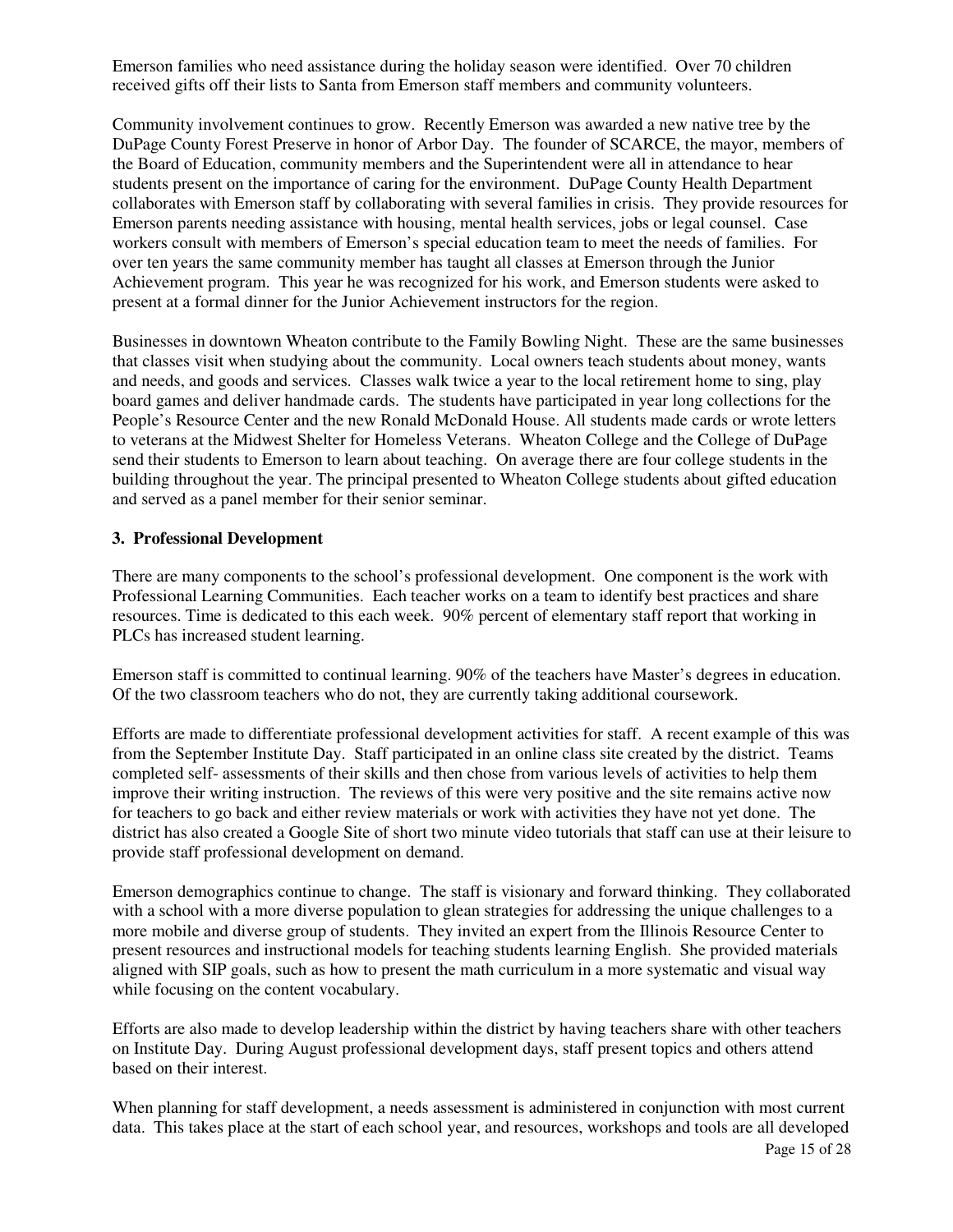Emerson families who need assistance during the holiday season were identified. Over 70 children received gifts off their lists to Santa from Emerson staff members and community volunteers.

Community involvement continues to grow. Recently Emerson was awarded a new native tree by the DuPage County Forest Preserve in honor of Arbor Day. The founder of SCARCE, the mayor, members of the Board of Education, community members and the Superintendent were all in attendance to hear students present on the importance of caring for the environment. DuPage County Health Department collaborates with Emerson staff by collaborating with several families in crisis. They provide resources for Emerson parents needing assistance with housing, mental health services, jobs or legal counsel. Case workers consult with members of Emerson's special education team to meet the needs of families. For over ten years the same community member has taught all classes at Emerson through the Junior Achievement program. This year he was recognized for his work, and Emerson students were asked to present at a formal dinner for the Junior Achievement instructors for the region.

Businesses in downtown Wheaton contribute to the Family Bowling Night. These are the same businesses that classes visit when studying about the community. Local owners teach students about money, wants and needs, and goods and services. Classes walk twice a year to the local retirement home to sing, play board games and deliver handmade cards. The students have participated in year long collections for the People's Resource Center and the new Ronald McDonald House. All students made cards or wrote letters to veterans at the Midwest Shelter for Homeless Veterans. Wheaton College and the College of DuPage send their students to Emerson to learn about teaching. On average there are four college students in the building throughout the year. The principal presented to Wheaton College students about gifted education and served as a panel member for their senior seminar.

### 3. Professional Development

There are many components to the school's professional development. One component is the work with Professional Learning Communities. Each teacher works on a team to identify best practices and share resources. Time is dedicated to this each week. 90% percent of elementary staff report that working in PLCs has increased student learning.

Emerson staff is committed to continual learning. 90% of the teachers have Master's degrees in education. Of the two classroom teachers who do not, they are currently taking additional coursework.

Efforts are made to differentiate professional development activities for staff. A recent example of this was from the September Institute Day. Staff participated in an online class site created by the district. Teams completed self- assessments of their skills and then chose from various levels of activities to help them improve their writing instruction. The reviews of this were very positive and the site remains active now for teachers to go back and either review materials or work with activities they have not yet done. The district has also created a Google Site of short two minute video tutorials that staff can use at their leisure to provide staff professional development on demand.

Emerson demographics continue to change. The staff is visionary and forward thinking. They collaborated with a school with a more diverse population to glean strategies for addressing the unique challenges to a more mobile and diverse group of students. They invited an expert from the Illinois Resource Center to present resources and instructional models for teaching students learning English. She provided materials aligned with SIP goals, such as how to present the math curriculum in a more systematic and visual way while focusing on the content vocabulary.

Efforts are also made to develop leadership within the district by having teachers share with other teachers on Institute Day. During August professional development days, staff present topics and others attend based on their interest.

When planning for staff development, a needs assessment is administered in conjunction with most current data. This takes place at the start of each school year, and resources, workshops and tools are all developed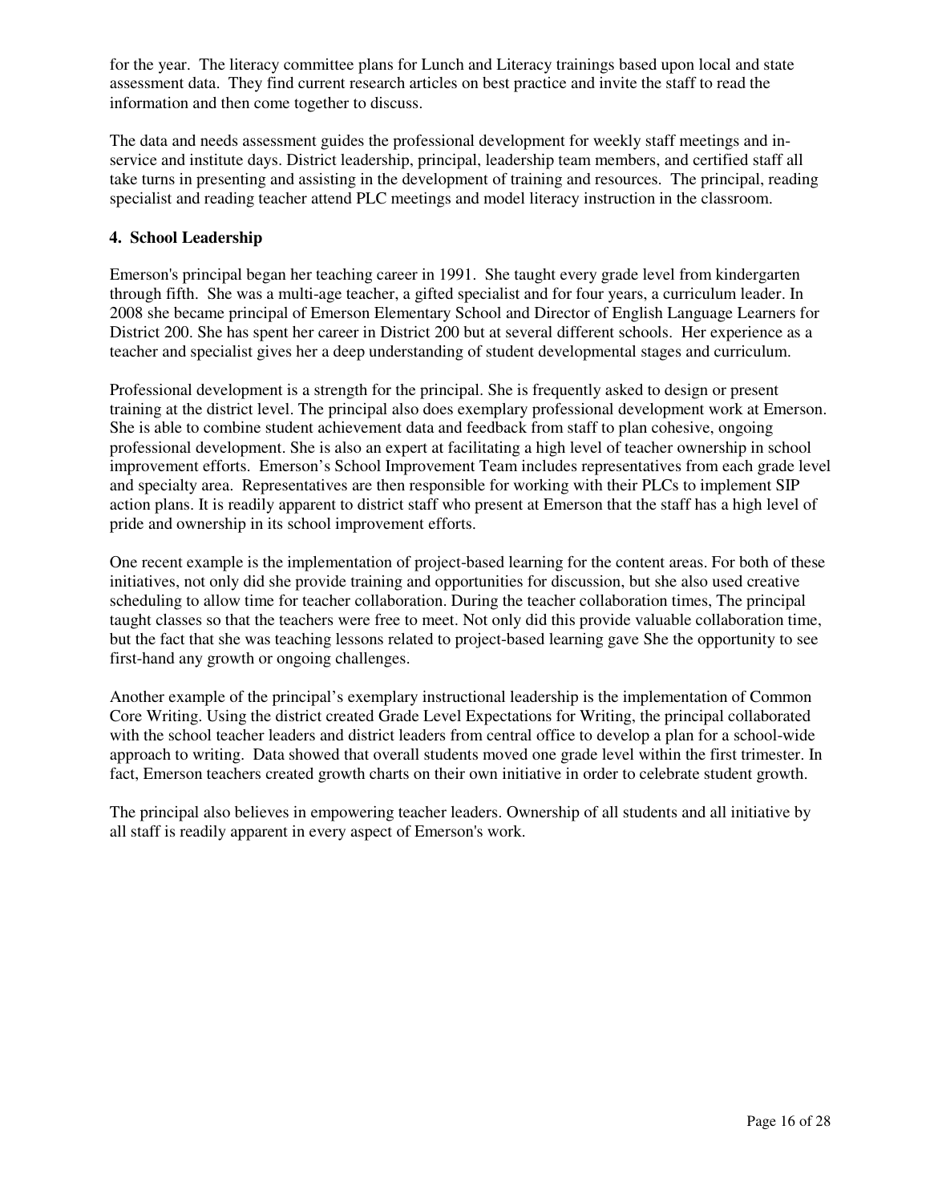for the year. The literacy committee plans for Lunch and Literacy trainings based upon local and state assessment data. They find current research articles on best practice and invite the staff to read the information and then come together to discuss.

The data and needs assessment guides the professional development for weekly staff meetings and in-service and institute days. District leadership, principal, leadership team members, and certified staff all take turns in presenting and assisting in the development of training and resources. The principal, reading specialist and reading teacher attend PLC meetings and model literacy instruction in the classroom.

**4. School Leadership**

Emerson's principal began her teaching career in 1991. She taught every grade level from kindergarten through fifth. She was a multi-age teacher, a gifted specialist and for four years, a curriculum leader. In 2008 she became principal of Emerson Elementary School and Director of English Language Learners for District 200. She has spent her career in District 200 but at several different schools. Her experience as a teacher and specialist gives her a deep understanding of student developmental stages and curriculum.

Professional development is a strength for the principal. She is frequently asked to design or present training at the district level. The principal also does exemplary professional development work at Emerson. She is able to combine student achievement data and feedback from staff to plan cohesive, ongoing professional development. She is also an expert at facilitating a high level of teacher ownership in school improvement efforts. Emerson's School Improvement Team includes representatives from each grade level and specialty area. Representatives are then responsible for working with their PLCs to implement SIP action plans. It is readily apparent to district staff who present at Emerson that the staff has a high level of pride and ownership in its school improvement efforts.

One recent example is the implementation of project-based learning for the content areas. For both of these initiatives, not only did she provide training and opportunities for discussion, but she also used creative scheduling to allow time for teacher collaboration. During the teacher collaboration times, The principal taught classes so that the teachers were free to meet. Not only did this provide valuable collaboration time, but the fact that she was teaching lessons related to project-based learning gave She the opportunity to see first-hand any growth or ongoing challenges.

Another example of the principal's exemplary instructional leadership is the implementation of Common Core Writing. Using the district created Grade Level Expectations for Writing, the principal collaborated with the school teacher leaders and district leaders from central office to develop a plan for a school-wide approach to writing. Data showed that overall students moved one grade level within the first trimester. In fact, Emerson teachers created growth charts on their own initiative in order to celebrate student growth.

The principal also believes in empowering teacher leaders. Ownership of all students and all initiative by all staff is readily apparent in every aspect of Emerson's work.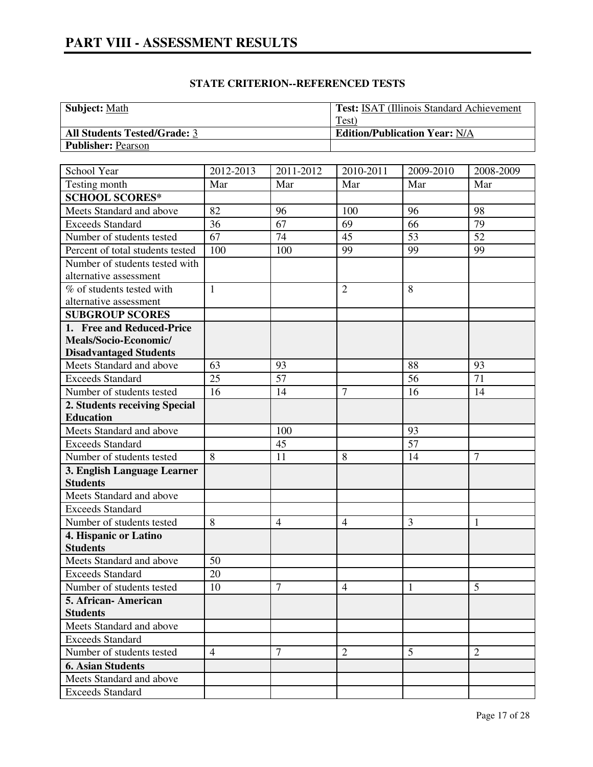# PART VIII - ASSESSMENT RESULTS

**STATE CRITERION--REFERENCED TESTS**

| **Subject:** Math | **Test:** ISAT (Illinois Standard Achievement Test) |
| --- | --- |
| **All Students Tested/Grade:** 3 | **Edition/Publication Year:** N/A |
| **Publisher:** Pearson | |

| School Year | 2012-2013 | 2011-2012 | 2010-2011 | 2009-2010 | 2008-2009 |
| --- | --- | --- | --- | --- | --- |
| Testing month | Mar | Mar | Mar | Mar | Mar |
| **SCHOOL SCORES*** | | | | | |
| Meets Standard and above | 82 | 96 | 100 | 96 | 98 |
| Exceeds Standard | 36 | 67 | 69 | 66 | 79 |
| Number of students tested | 67 | 74 | 45 | 53 | 52 |
| Percent of total students tested | 100 | 100 | 99 | 99 | 99 |
| Number of students tested with alternative assessment | | | | | |
| % of students tested with alternative assessment | 1 | | 2 | 8 | |
| **SUBGROUP SCORES** | | | | | |
| **1. Free and Reduced-Price Meals/Socio-Economic/ Disadvantaged Students** | | | | | |
| Meets Standard and above | 63 | 93 | | 88 | 93 |
| Exceeds Standard | 25 | 57 | | 56 | 71 |
| Number of students tested | 16 | 14 | 7 | 16 | 14 |
| **2. Students receiving Special Education** | | | | | |
| Meets Standard and above | | 100 | | 93 | |
| Exceeds Standard | | 45 | | 57 | |
| Number of students tested | 8 | 11 | 8 | 14 | 7 |
| **3. English Language Learner Students** | | | | | |
| Meets Standard and above | | | | | |
| Exceeds Standard | | | | | |
| Number of students tested | 8 | 4 | 4 | 3 | 1 |
| **4. Hispanic or Latino Students** | | | | | |
| Meets Standard and above | 50 | | | | |
| Exceeds Standard | 20 | | | | |
| Number of students tested | 10 | 7 | 4 | 1 | 5 |
| **5. African- American Students** | | | | | |
| Meets Standard and above | | | | | |
| Exceeds Standard | | | | | |
| Number of students tested | 4 | 7 | 2 | 5 | 2 |
| **6. Asian Students** | | | | | |
| Meets Standard and above | | | | | |
| Exceeds Standard | | | | | |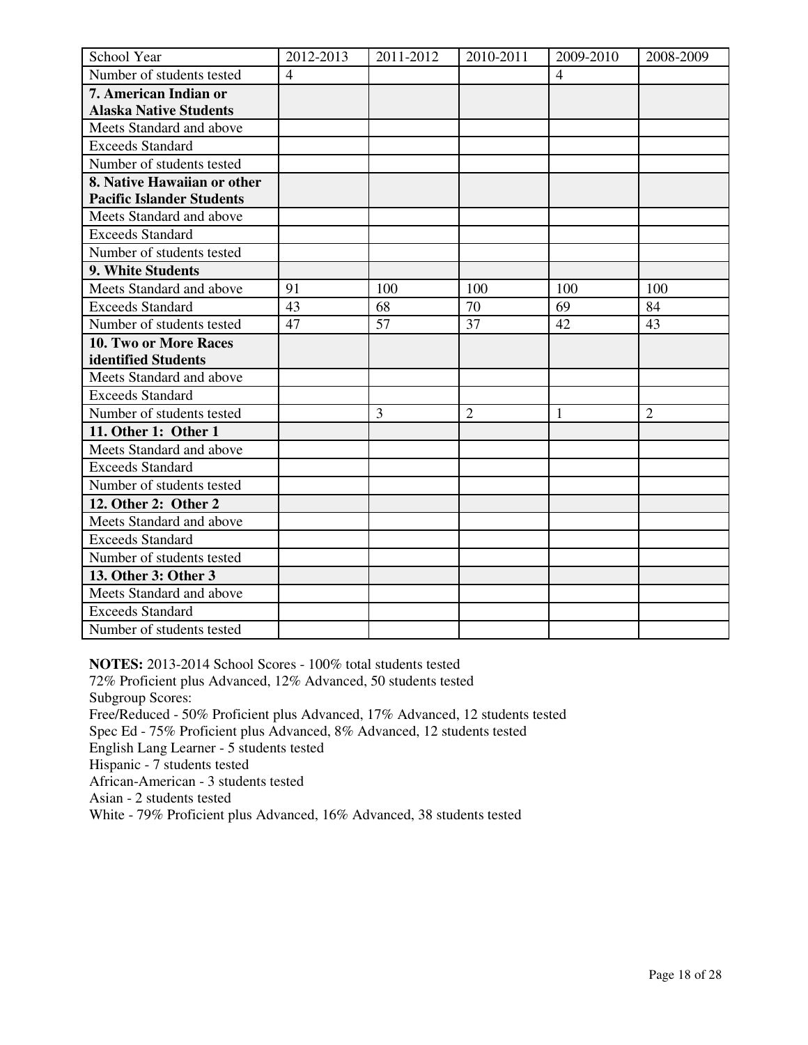| School Year | 2012-2013 | 2011-2012 | 2010-2011 | 2009-2010 | 2008-2009 |
| --- | --- | --- | --- | --- | --- |
| Number of students tested | 4 | | | 4 | |
| **7. American Indian or Alaska Native Students** | | | | | |
| Meets Standard and above | | | | | |
| Exceeds Standard | | | | | |
| Number of students tested | | | | | |
| **8. Native Hawaiian or other Pacific Islander Students** | | | | | |
| Meets Standard and above | | | | | |
| Exceeds Standard | | | | | |
| Number of students tested | | | | | |
| **9. White Students** | | | | | |
| Meets Standard and above | 91 | 100 | 100 | 100 | 100 |
| Exceeds Standard | 43 | 68 | 70 | 69 | 84 |
| Number of students tested | 47 | 57 | 37 | 42 | 43 |
| **10. Two or More Races identified Students** | | | | | |
| Meets Standard and above | | | | | |
| Exceeds Standard | | | | | |
| Number of students tested | | 3 | 2 | 1 | 2 |
| **11. Other 1: Other 1** | | | | | |
| Meets Standard and above | | | | | |
| Exceeds Standard | | | | | |
| Number of students tested | | | | | |
| **12. Other 2: Other 2** | | | | | |
| Meets Standard and above | | | | | |
| Exceeds Standard | | | | | |
| Number of students tested | | | | | |
| **13. Other 3: Other 3** | | | | | |
| Meets Standard and above | | | | | |
| Exceeds Standard | | | | | |
| Number of students tested | | | | | |

**NOTES:** 2013-2014 School Scores - 100% total students tested
72% Proficient plus Advanced, 12% Advanced, 50 students tested
Subgroup Scores:
Free/Reduced - 50% Proficient plus Advanced, 17% Advanced, 12 students tested
Spec Ed - 75% Proficient plus Advanced, 8% Advanced, 12 students tested
English Lang Learner - 5 students tested
Hispanic - 7 students tested
African-American - 3 students tested
Asian - 2 students tested
White - 79% Proficient plus Advanced, 16% Advanced, 38 students tested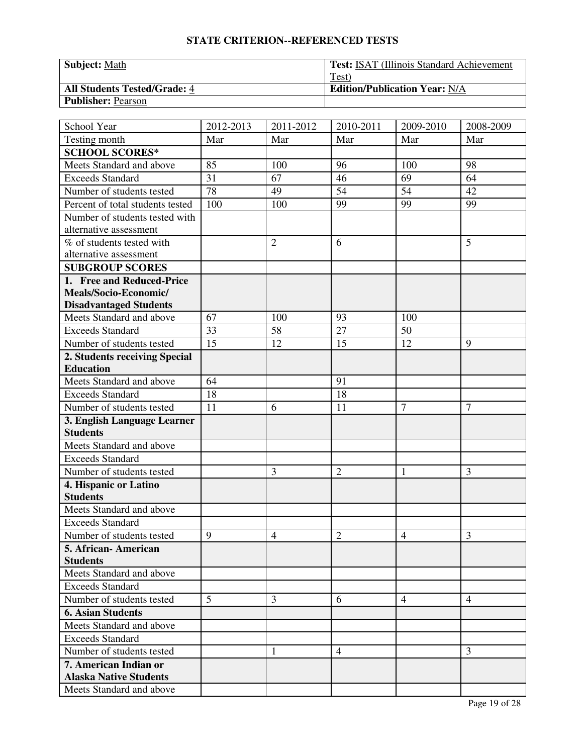## STATE CRITERION--REFERENCED TESTS

| **Subject:** Math | **Test:** ISAT (Illinois Standard Achievement Test) |
|---|---|
| **All Students Tested/Grade:** 4 | **Edition/Publication Year:** N/A |
| **Publisher:** Pearson | |

| School Year | 2012-2013 | 2011-2012 | 2010-2011 | 2009-2010 | 2008-2009 |
|---|---|---|---|---|---|
| Testing month | Mar | Mar | Mar | Mar | Mar |
| **SCHOOL SCORES*** | | | | | |
| Meets Standard and above | 85 | 100 | 96 | 100 | 98 |
| Exceeds Standard | 31 | 67 | 46 | 69 | 64 |
| Number of students tested | 78 | 49 | 54 | 54 | 42 |
| Percent of total students tested | 100 | 100 | 99 | 99 | 99 |
| Number of students tested with alternative assessment | | | | | |
| % of students tested with alternative assessment | | 2 | 6 | | 5 |
| **SUBGROUP SCORES** | | | | | |
| **1. Free and Reduced-Price Meals/Socio-Economic/ Disadvantaged Students** | | | | | |
| Meets Standard and above | 67 | 100 | 93 | 100 | |
| Exceeds Standard | 33 | 58 | 27 | 50 | |
| Number of students tested | 15 | 12 | 15 | 12 | 9 |
| **2. Students receiving Special Education** | | | | | |
| Meets Standard and above | 64 | | 91 | | |
| Exceeds Standard | 18 | | 18 | | |
| Number of students tested | 11 | 6 | 11 | 7 | 7 |
| **3. English Language Learner Students** | | | | | |
| Meets Standard and above | | | | | |
| Exceeds Standard | | | | | |
| Number of students tested | | 3 | 2 | 1 | 3 |
| **4. Hispanic or Latino Students** | | | | | |
| Meets Standard and above | | | | | |
| Exceeds Standard | | | | | |
| Number of students tested | 9 | 4 | 2 | 4 | 3 |
| **5. African- American Students** | | | | | |
| Meets Standard and above | | | | | |
| Exceeds Standard | | | | | |
| Number of students tested | 5 | 3 | 6 | 4 | 4 |
| **6. Asian Students** | | | | | |
| Meets Standard and above | | | | | |
| Exceeds Standard | | | | | |
| Number of students tested | | 1 | 4 | | 3 |
| **7. American Indian or Alaska Native Students** | | | | | |
| Meets Standard and above | | | | | |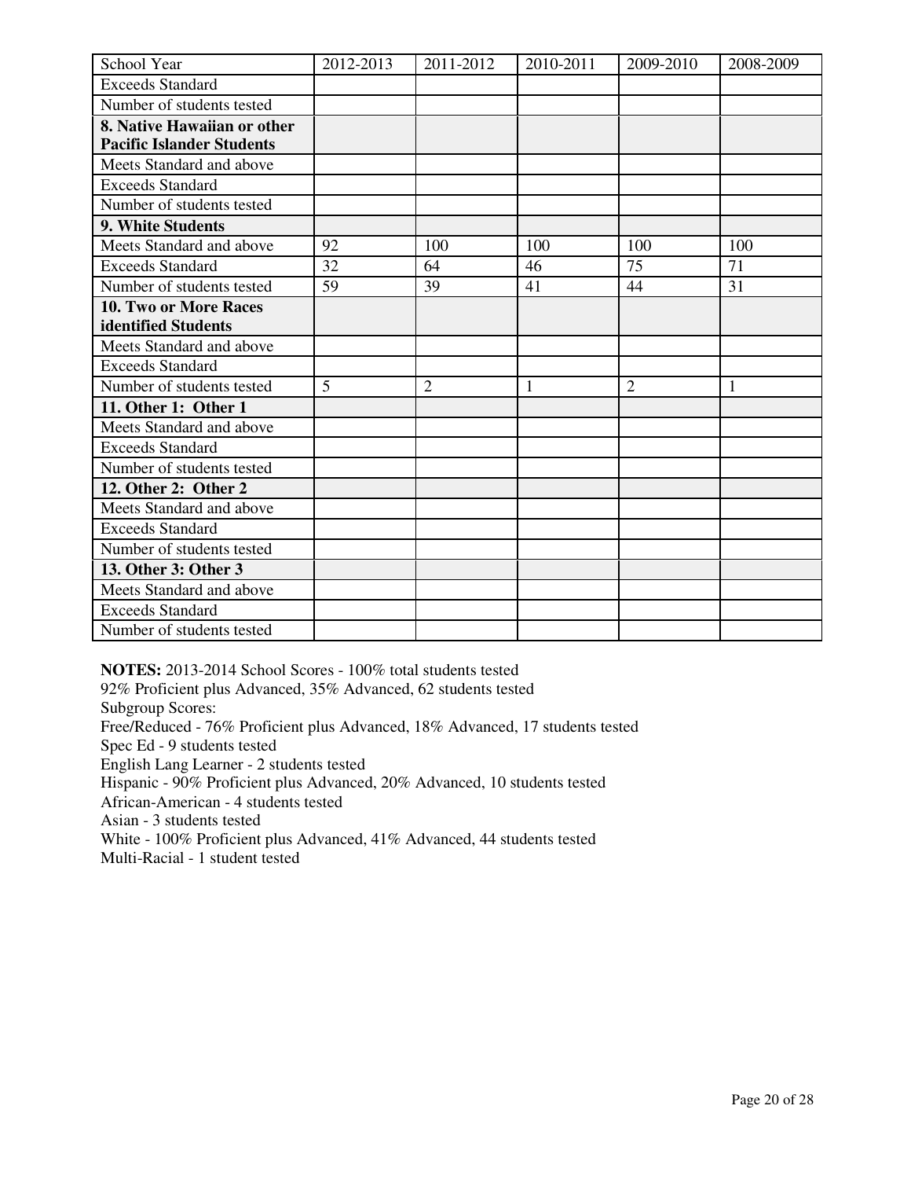| School Year | 2012-2013 | 2011-2012 | 2010-2011 | 2009-2010 | 2008-2009 |
|---|---|---|---|---|---|
| Exceeds Standard | | | | | |
| Number of students tested | | | | | |
| **8. Native Hawaiian or other Pacific Islander Students** | | | | | |
| Meets Standard and above | | | | | |
| Exceeds Standard | | | | | |
| Number of students tested | | | | | |
| **9. White Students** | | | | | |
| Meets Standard and above | 92 | 100 | 100 | 100 | 100 |
| Exceeds Standard | 32 | 64 | 46 | 75 | 71 |
| Number of students tested | 59 | 39 | 41 | 44 | 31 |
| **10. Two or More Races identified Students** | | | | | |
| Meets Standard and above | | | | | |
| Exceeds Standard | | | | | |
| Number of students tested | 5 | 2 | 1 | 2 | 1 |
| **11. Other 1: Other 1** | | | | | |
| Meets Standard and above | | | | | |
| Exceeds Standard | | | | | |
| Number of students tested | | | | | |
| **12. Other 2: Other 2** | | | | | |
| Meets Standard and above | | | | | |
| Exceeds Standard | | | | | |
| Number of students tested | | | | | |
| **13. Other 3: Other 3** | | | | | |
| Meets Standard and above | | | | | |
| Exceeds Standard | | | | | |
| Number of students tested | | | | | |

**NOTES:** 2013-2014 School Scores - 100% total students tested
92% Proficient plus Advanced, 35% Advanced, 62 students tested
Subgroup Scores:
Free/Reduced - 76% Proficient plus Advanced, 18% Advanced, 17 students tested
Spec Ed - 9 students tested
English Lang Learner - 2 students tested
Hispanic - 90% Proficient plus Advanced, 20% Advanced, 10 students tested
African-American - 4 students tested
Asian - 3 students tested
White - 100% Proficient plus Advanced, 41% Advanced, 44 students tested
Multi-Racial - 1 student tested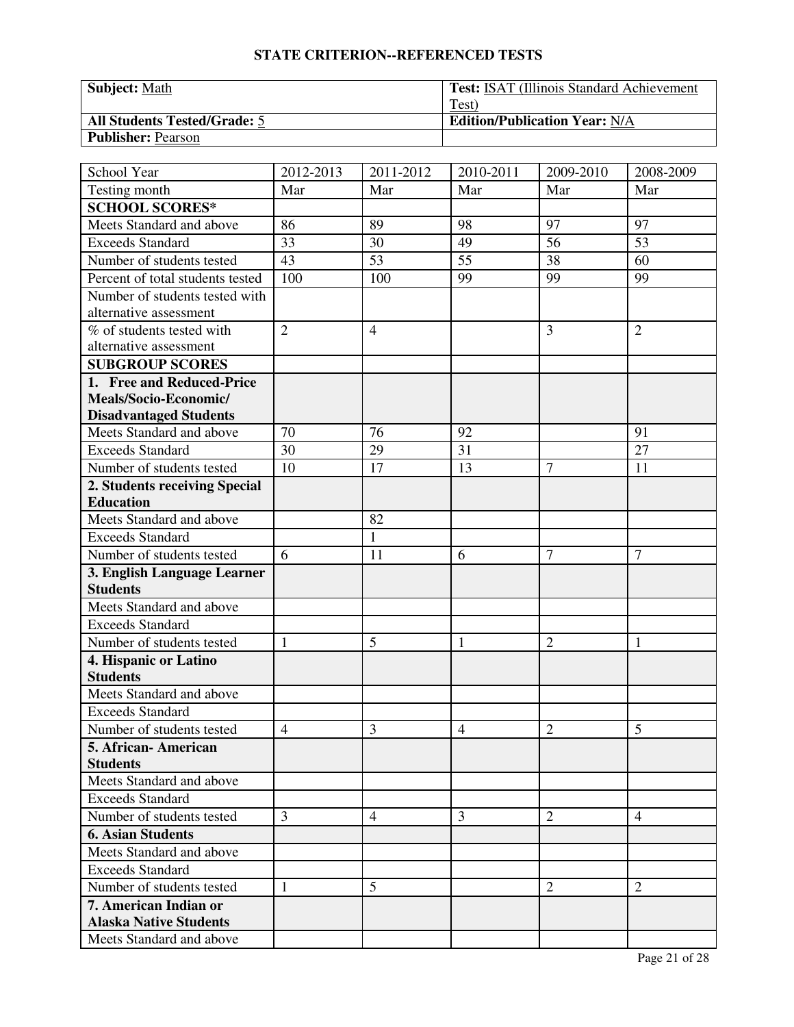## STATE CRITERION--REFERENCED TESTS

| **Subject:** Math | **Test:** ISAT (Illinois Standard Achievement Test) |
|---|---|
| **All Students Tested/Grade:** 5 | **Edition/Publication Year:** N/A |
| **Publisher:** Pearson | |

| School Year | 2012-2013 | 2011-2012 | 2010-2011 | 2009-2010 | 2008-2009 |
|---|---|---|---|---|---|
| Testing month | Mar | Mar | Mar | Mar | Mar |
| **SCHOOL SCORES*** | | | | | |
| Meets Standard and above | 86 | 89 | 98 | 97 | 97 |
| Exceeds Standard | 33 | 30 | 49 | 56 | 53 |
| Number of students tested | 43 | 53 | 55 | 38 | 60 |
| Percent of total students tested | 100 | 100 | 99 | 99 | 99 |
| Number of students tested with alternative assessment | | | | | |
| % of students tested with alternative assessment | 2 | 4 | | 3 | 2 |
| **SUBGROUP SCORES** | | | | | |
| **1. Free and Reduced-Price Meals/Socio-Economic/ Disadvantaged Students** | | | | | |
| Meets Standard and above | 70 | 76 | 92 | | 91 |
| Exceeds Standard | 30 | 29 | 31 | | 27 |
| Number of students tested | 10 | 17 | 13 | 7 | 11 |
| **2. Students receiving Special Education** | | | | | |
| Meets Standard and above | | 82 | | | |
| Exceeds Standard | | 1 | | | |
| Number of students tested | 6 | 11 | 6 | 7 | 7 |
| **3. English Language Learner Students** | | | | | |
| Meets Standard and above | | | | | |
| Exceeds Standard | | | | | |
| Number of students tested | 1 | 5 | 1 | 2 | 1 |
| **4. Hispanic or Latino Students** | | | | | |
| Meets Standard and above | | | | | |
| Exceeds Standard | | | | | |
| Number of students tested | 4 | 3 | 4 | 2 | 5 |
| **5. African- American Students** | | | | | |
| Meets Standard and above | | | | | |
| Exceeds Standard | | | | | |
| Number of students tested | 3 | 4 | 3 | 2 | 4 |
| **6. Asian Students** | | | | | |
| Meets Standard and above | | | | | |
| Exceeds Standard | | | | | |
| Number of students tested | 1 | 5 | | 2 | 2 |
| **7. American Indian or Alaska Native Students** | | | | | |
| Meets Standard and above | | | | | |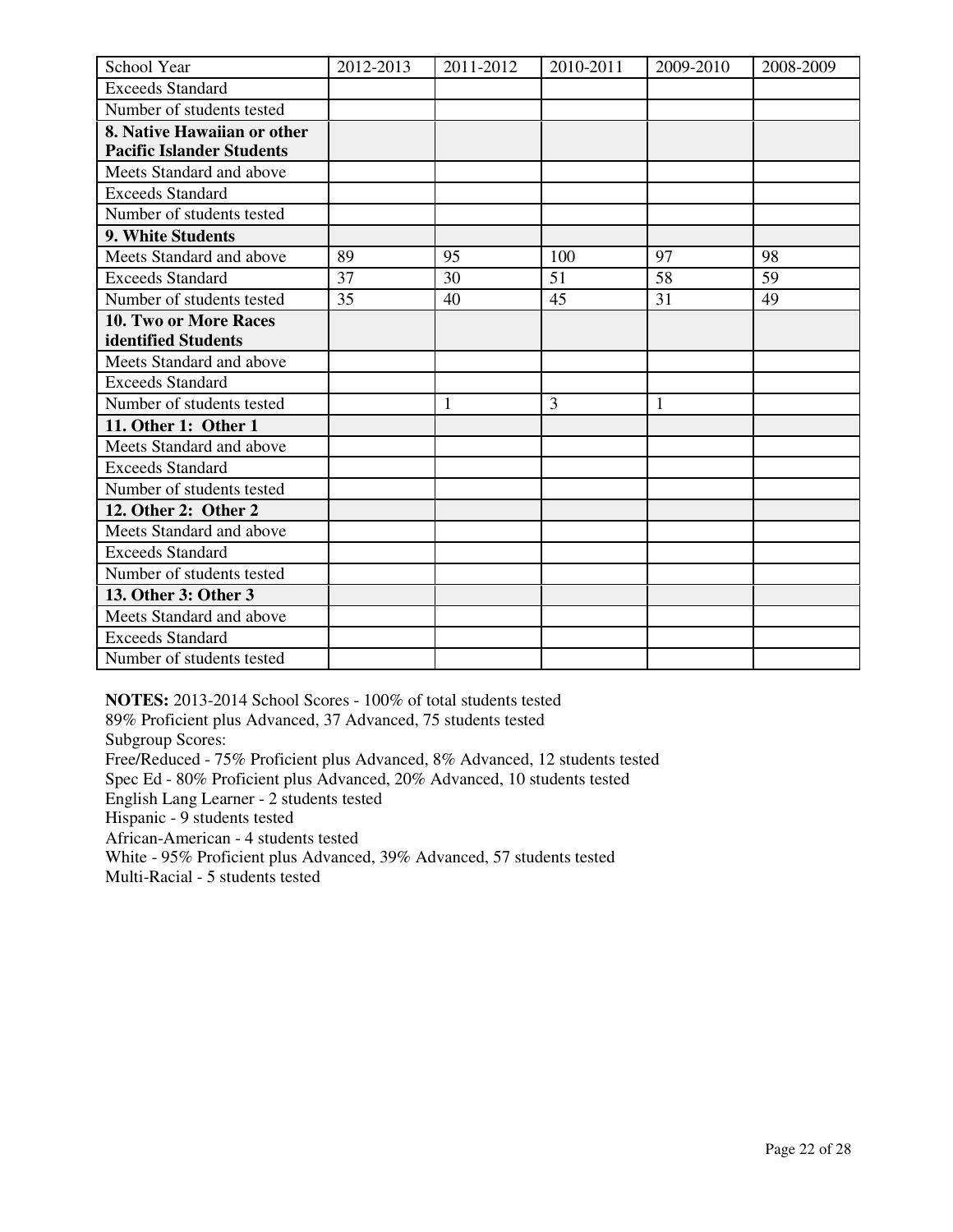| School Year | 2012-2013 | 2011-2012 | 2010-2011 | 2009-2010 | 2008-2009 |
|---|---|---|---|---|---|
| Exceeds Standard | | | | | |
| Number of students tested | | | | | |
| **8. Native Hawaiian or other Pacific Islander Students** | | | | | |
| Meets Standard and above | | | | | |
| Exceeds Standard | | | | | |
| Number of students tested | | | | | |
| **9. White Students** | | | | | |
| Meets Standard and above | 89 | 95 | 100 | 97 | 98 |
| Exceeds Standard | 37 | 30 | 51 | 58 | 59 |
| Number of students tested | 35 | 40 | 45 | 31 | 49 |
| **10. Two or More Races identified Students** | | | | | |
| Meets Standard and above | | | | | |
| Exceeds Standard | | | | | |
| Number of students tested | | 1 | 3 | 1 | |
| **11. Other 1: Other 1** | | | | | |
| Meets Standard and above | | | | | |
| Exceeds Standard | | | | | |
| Number of students tested | | | | | |
| **12. Other 2: Other 2** | | | | | |
| Meets Standard and above | | | | | |
| Exceeds Standard | | | | | |
| Number of students tested | | | | | |
| **13. Other 3: Other 3** | | | | | |
| Meets Standard and above | | | | | |
| Exceeds Standard | | | | | |
| Number of students tested | | | | | |

**NOTES:** 2013-2014 School Scores - 100% of total students tested
89% Proficient plus Advanced, 37 Advanced, 75 students tested
Subgroup Scores:
Free/Reduced - 75% Proficient plus Advanced, 8% Advanced, 12 students tested
Spec Ed - 80% Proficient plus Advanced, 20% Advanced, 10 students tested
English Lang Learner - 2 students tested
Hispanic - 9 students tested
African-American - 4 students tested
White - 95% Proficient plus Advanced, 39% Advanced, 57 students tested
Multi-Racial - 5 students tested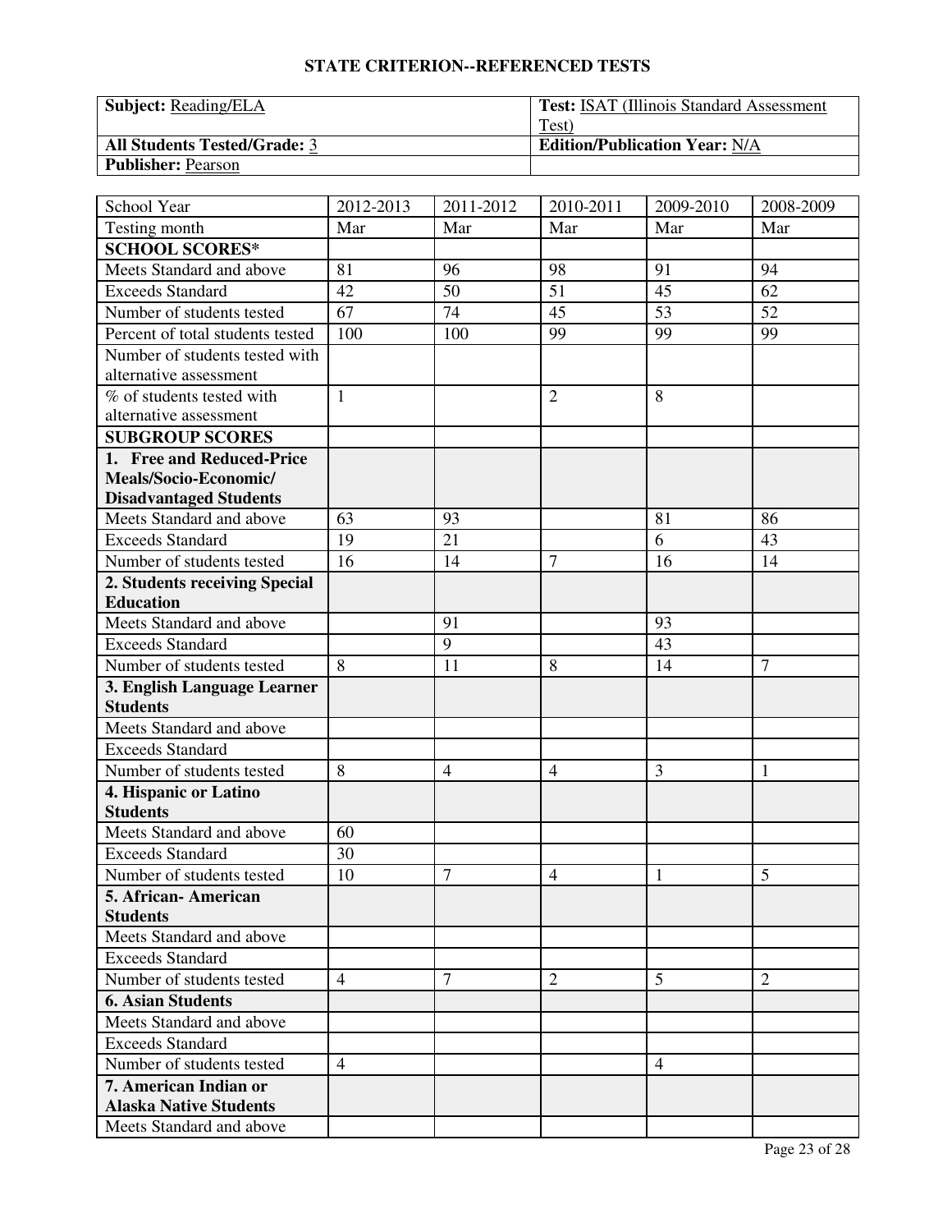## STATE CRITERION--REFERENCED TESTS

| **Subject:** Reading/ELA | **Test:** ISAT (Illinois Standard Assessment Test) |
|---|---|
| **All Students Tested/Grade:** 3 | **Edition/Publication Year:** N/A |
| **Publisher:** Pearson | |

| School Year | 2012-2013 | 2011-2012 | 2010-2011 | 2009-2010 | 2008-2009 |
|---|---|---|---|---|---|
| Testing month | Mar | Mar | Mar | Mar | Mar |
| **SCHOOL SCORES*** | | | | | |
| Meets Standard and above | 81 | 96 | 98 | 91 | 94 |
| Exceeds Standard | 42 | 50 | 51 | 45 | 62 |
| Number of students tested | 67 | 74 | 45 | 53 | 52 |
| Percent of total students tested | 100 | 100 | 99 | 99 | 99 |
| Number of students tested with alternative assessment | | | | | |
| % of students tested with alternative assessment | 1 | | 2 | 8 | |
| **SUBGROUP SCORES** | | | | | |
| **1. Free and Reduced-Price Meals/Socio-Economic/ Disadvantaged Students** | | | | | |
| Meets Standard and above | 63 | 93 | | 81 | 86 |
| Exceeds Standard | 19 | 21 | | 6 | 43 |
| Number of students tested | 16 | 14 | 7 | 16 | 14 |
| **2. Students receiving Special Education** | | | | | |
| Meets Standard and above | | 91 | | 93 | |
| Exceeds Standard | | 9 | | 43 | |
| Number of students tested | 8 | 11 | 8 | 14 | 7 |
| **3. English Language Learner Students** | | | | | |
| Meets Standard and above | | | | | |
| Exceeds Standard | | | | | |
| Number of students tested | 8 | 4 | 4 | 3 | 1 |
| **4. Hispanic or Latino Students** | | | | | |
| Meets Standard and above | 60 | | | | |
| Exceeds Standard | 30 | | | | |
| Number of students tested | 10 | 7 | 4 | 1 | 5 |
| **5. African- American Students** | | | | | |
| Meets Standard and above | | | | | |
| Exceeds Standard | | | | | |
| Number of students tested | 4 | 7 | 2 | 5 | 2 |
| **6. Asian Students** | | | | | |
| Meets Standard and above | | | | | |
| Exceeds Standard | | | | | |
| Number of students tested | 4 | | | 4 | |
| **7. American Indian or Alaska Native Students** | | | | | |
| Meets Standard and above | | | | | |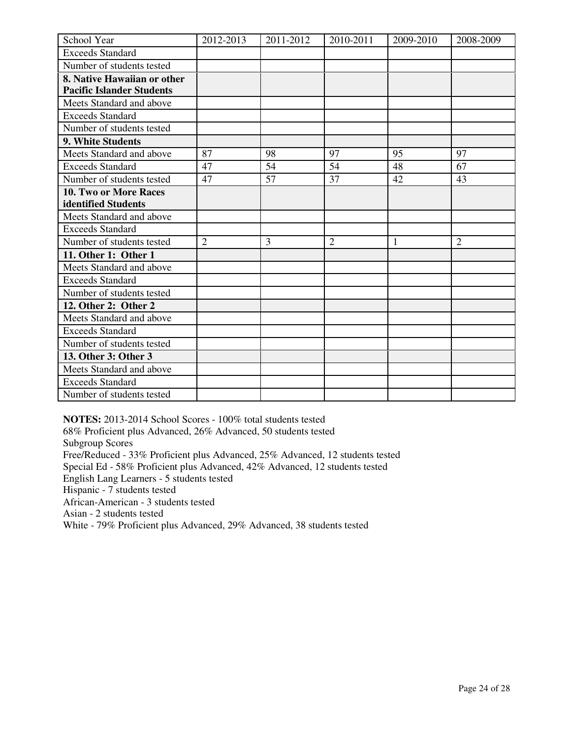| School Year | 2012-2013 | 2011-2012 | 2010-2011 | 2009-2010 | 2008-2009 |
|---|---|---|---|---|---|
| Exceeds Standard | | | | | |
| Number of students tested | | | | | |
| **8. Native Hawaiian or other Pacific Islander Students** | | | | | |
| Meets Standard and above | | | | | |
| Exceeds Standard | | | | | |
| Number of students tested | | | | | |
| **9. White Students** | | | | | |
| Meets Standard and above | 87 | 98 | 97 | 95 | 97 |
| Exceeds Standard | 47 | 54 | 54 | 48 | 67 |
| Number of students tested | 47 | 57 | 37 | 42 | 43 |
| **10. Two or More Races identified Students** | | | | | |
| Meets Standard and above | | | | | |
| Exceeds Standard | | | | | |
| Number of students tested | 2 | 3 | 2 | 1 | 2 |
| **11. Other 1: Other 1** | | | | | |
| Meets Standard and above | | | | | |
| Exceeds Standard | | | | | |
| Number of students tested | | | | | |
| **12. Other 2: Other 2** | | | | | |
| Meets Standard and above | | | | | |
| Exceeds Standard | | | | | |
| Number of students tested | | | | | |
| **13. Other 3: Other 3** | | | | | |
| Meets Standard and above | | | | | |
| Exceeds Standard | | | | | |
| Number of students tested | | | | | |

**NOTES:** 2013-2014 School Scores - 100% total students tested
68% Proficient plus Advanced, 26% Advanced, 50 students tested
Subgroup Scores
Free/Reduced - 33% Proficient plus Advanced, 25% Advanced, 12 students tested
Special Ed - 58% Proficient plus Advanced, 42% Advanced, 12 students tested
English Lang Learners - 5 students tested
Hispanic - 7 students tested
African-American - 3 students tested
Asian - 2 students tested
White - 79% Proficient plus Advanced, 29% Advanced, 38 students tested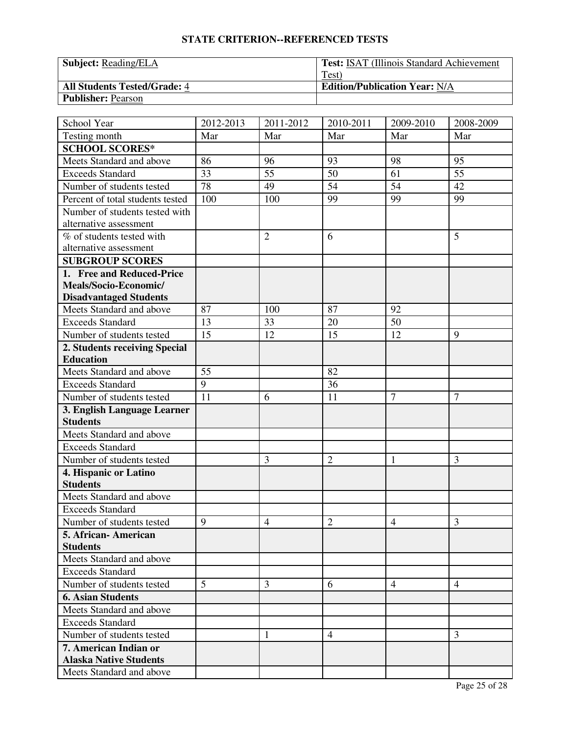## STATE CRITERION--REFERENCED TESTS

| **Subject:** Reading/ELA | **Test:** ISAT (Illinois Standard Achievement Test) |
|---|---|
| **All Students Tested/Grade:** 4 | **Edition/Publication Year:** N/A |
| **Publisher:** Pearson | |

| School Year | 2012-2013 | 2011-2012 | 2010-2011 | 2009-2010 | 2008-2009 |
|---|---|---|---|---|---|
| Testing month | Mar | Mar | Mar | Mar | Mar |
| **SCHOOL SCORES*** | | | | | |
| Meets Standard and above | 86 | 96 | 93 | 98 | 95 |
| Exceeds Standard | 33 | 55 | 50 | 61 | 55 |
| Number of students tested | 78 | 49 | 54 | 54 | 42 |
| Percent of total students tested | 100 | 100 | 99 | 99 | 99 |
| Number of students tested with alternative assessment | | | | | |
| % of students tested with alternative assessment | | 2 | 6 | | 5 |
| **SUBGROUP SCORES** | | | | | |
| **1. Free and Reduced-Price Meals/Socio-Economic/ Disadvantaged Students** | | | | | |
| Meets Standard and above | 87 | 100 | 87 | 92 | |
| Exceeds Standard | 13 | 33 | 20 | 50 | |
| Number of students tested | 15 | 12 | 15 | 12 | 9 |
| **2. Students receiving Special Education** | | | | | |
| Meets Standard and above | 55 | | 82 | | |
| Exceeds Standard | 9 | | 36 | | |
| Number of students tested | 11 | 6 | 11 | 7 | 7 |
| **3. English Language Learner Students** | | | | | |
| Meets Standard and above | | | | | |
| Exceeds Standard | | | | | |
| Number of students tested | | 3 | 2 | 1 | 3 |
| **4. Hispanic or Latino Students** | | | | | |
| Meets Standard and above | | | | | |
| Exceeds Standard | | | | | |
| Number of students tested | 9 | 4 | 2 | 4 | 3 |
| **5. African- American Students** | | | | | |
| Meets Standard and above | | | | | |
| Exceeds Standard | | | | | |
| Number of students tested | 5 | 3 | 6 | 4 | 4 |
| **6. Asian Students** | | | | | |
| Meets Standard and above | | | | | |
| Exceeds Standard | | | | | |
| Number of students tested | | 1 | 4 | | 3 |
| **7. American Indian or Alaska Native Students** | | | | | |
| Meets Standard and above | | | | | |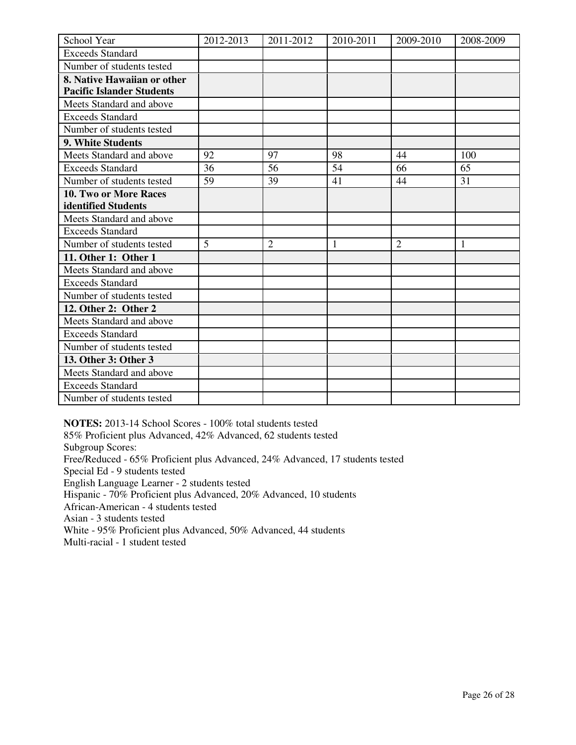| School Year | 2012-2013 | 2011-2012 | 2010-2011 | 2009-2010 | 2008-2009 |
|---|---|---|---|---|---|
| Exceeds Standard | | | | | |
| Number of students tested | | | | | |
| **8. Native Hawaiian or other Pacific Islander Students** | | | | | |
| Meets Standard and above | | | | | |
| Exceeds Standard | | | | | |
| Number of students tested | | | | | |
| **9. White Students** | | | | | |
| Meets Standard and above | 92 | 97 | 98 | 44 | 100 |
| Exceeds Standard | 36 | 56 | 54 | 66 | 65 |
| Number of students tested | 59 | 39 | 41 | 44 | 31 |
| **10. Two or More Races identified Students** | | | | | |
| Meets Standard and above | | | | | |
| Exceeds Standard | | | | | |
| Number of students tested | 5 | 2 | 1 | 2 | 1 |
| **11. Other 1: Other 1** | | | | | |
| Meets Standard and above | | | | | |
| Exceeds Standard | | | | | |
| Number of students tested | | | | | |
| **12. Other 2: Other 2** | | | | | |
| Meets Standard and above | | | | | |
| Exceeds Standard | | | | | |
| Number of students tested | | | | | |
| **13. Other 3: Other 3** | | | | | |
| Meets Standard and above | | | | | |
| Exceeds Standard | | | | | |
| Number of students tested | | | | | |

**NOTES:** 2013-14 School Scores - 100% total students tested  
85% Proficient plus Advanced, 42% Advanced, 62 students tested  
Subgroup Scores:  
Free/Reduced - 65% Proficient plus Advanced, 24% Advanced, 17 students tested  
Special Ed - 9 students tested  
English Language Learner - 2 students tested  
Hispanic - 70% Proficient plus Advanced, 20% Advanced, 10 students  
African-American - 4 students tested  
Asian - 3 students tested  
White - 95% Proficient plus Advanced, 50% Advanced, 44 students  
Multi-racial - 1 student tested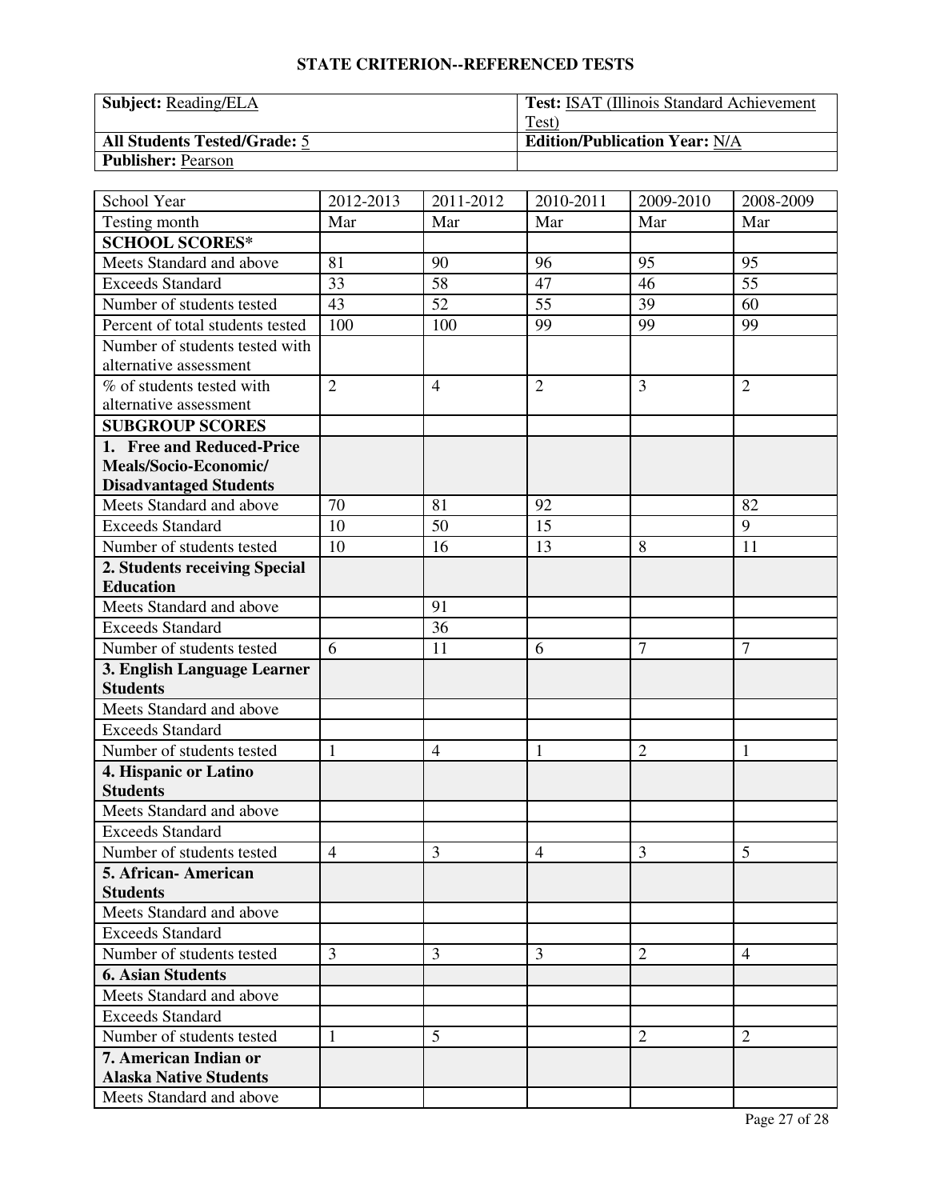## STATE CRITERION--REFERENCED TESTS

| **Subject:** Reading/ELA | **Test:** ISAT (Illinois Standard Achievement Test) |
|---|---|
| **All Students Tested/Grade:** 5 | **Edition/Publication Year:** N/A |
| **Publisher:** Pearson | |

| School Year | 2012-2013 | 2011-2012 | 2010-2011 | 2009-2010 | 2008-2009 |
|---|---|---|---|---|---|
| Testing month | Mar | Mar | Mar | Mar | Mar |
| **SCHOOL SCORES*** | | | | | |
| Meets Standard and above | 81 | 90 | 96 | 95 | 95 |
| Exceeds Standard | 33 | 58 | 47 | 46 | 55 |
| Number of students tested | 43 | 52 | 55 | 39 | 60 |
| Percent of total students tested | 100 | 100 | 99 | 99 | 99 |
| Number of students tested with alternative assessment | | | | | |
| % of students tested with alternative assessment | 2 | 4 | 2 | 3 | 2 |
| **SUBGROUP SCORES** | | | | | |
| **1. Free and Reduced-Price Meals/Socio-Economic/ Disadvantaged Students** | | | | | |
| Meets Standard and above | 70 | 81 | 92 | | 82 |
| Exceeds Standard | 10 | 50 | 15 | | 9 |
| Number of students tested | 10 | 16 | 13 | 8 | 11 |
| **2. Students receiving Special Education** | | | | | |
| Meets Standard and above | | 91 | | | |
| Exceeds Standard | | 36 | | | |
| Number of students tested | 6 | 11 | 6 | 7 | 7 |
| **3. English Language Learner Students** | | | | | |
| Meets Standard and above | | | | | |
| Exceeds Standard | | | | | |
| Number of students tested | 1 | 4 | 1 | 2 | 1 |
| **4. Hispanic or Latino Students** | | | | | |
| Meets Standard and above | | | | | |
| Exceeds Standard | | | | | |
| Number of students tested | 4 | 3 | 4 | 3 | 5 |
| **5. African- American Students** | | | | | |
| Meets Standard and above | | | | | |
| Exceeds Standard | | | | | |
| Number of students tested | 3 | 3 | 3 | 2 | 4 |
| **6. Asian Students** | | | | | |
| Meets Standard and above | | | | | |
| Exceeds Standard | | | | | |
| Number of students tested | 1 | 5 | | 2 | 2 |
| **7. American Indian or Alaska Native Students** | | | | | |
| Meets Standard and above | | | | | |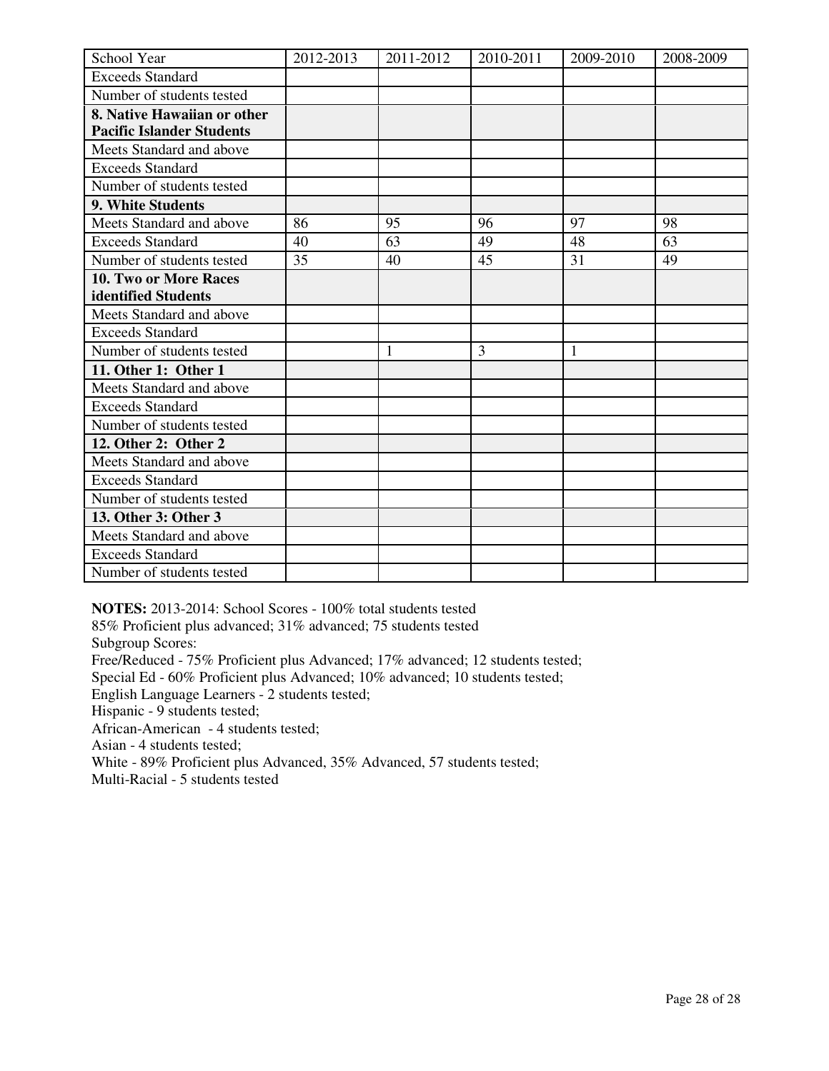| School Year | 2012-2013 | 2011-2012 | 2010-2011 | 2009-2010 | 2008-2009 |
|---|---|---|---|---|---|
| Exceeds Standard | | | | | |
| Number of students tested | | | | | |
| **8. Native Hawaiian or other Pacific Islander Students** | | | | | |
| Meets Standard and above | | | | | |
| Exceeds Standard | | | | | |
| Number of students tested | | | | | |
| **9. White Students** | | | | | |
| Meets Standard and above | 86 | 95 | 96 | 97 | 98 |
| Exceeds Standard | 40 | 63 | 49 | 48 | 63 |
| Number of students tested | 35 | 40 | 45 | 31 | 49 |
| **10. Two or More Races identified Students** | | | | | |
| Meets Standard and above | | | | | |
| Exceeds Standard | | | | | |
| Number of students tested | | 1 | 3 | 1 | |
| **11. Other 1: Other 1** | | | | | |
| Meets Standard and above | | | | | |
| Exceeds Standard | | | | | |
| Number of students tested | | | | | |
| **12. Other 2: Other 2** | | | | | |
| Meets Standard and above | | | | | |
| Exceeds Standard | | | | | |
| Number of students tested | | | | | |
| **13. Other 3: Other 3** | | | | | |
| Meets Standard and above | | | | | |
| Exceeds Standard | | | | | |
| Number of students tested | | | | | |

**NOTES:** 2013-2014: School Scores - 100% total students tested
85% Proficient plus advanced; 31% advanced; 75 students tested
Subgroup Scores:
Free/Reduced - 75% Proficient plus Advanced; 17% advanced; 12 students tested;
Special Ed - 60% Proficient plus Advanced; 10% advanced; 10 students tested;
English Language Learners - 2 students tested;
Hispanic - 9 students tested;
African-American - 4 students tested;
Asian - 4 students tested;
White - 89% Proficient plus Advanced, 35% Advanced, 57 students tested;
Multi-Racial - 5 students tested